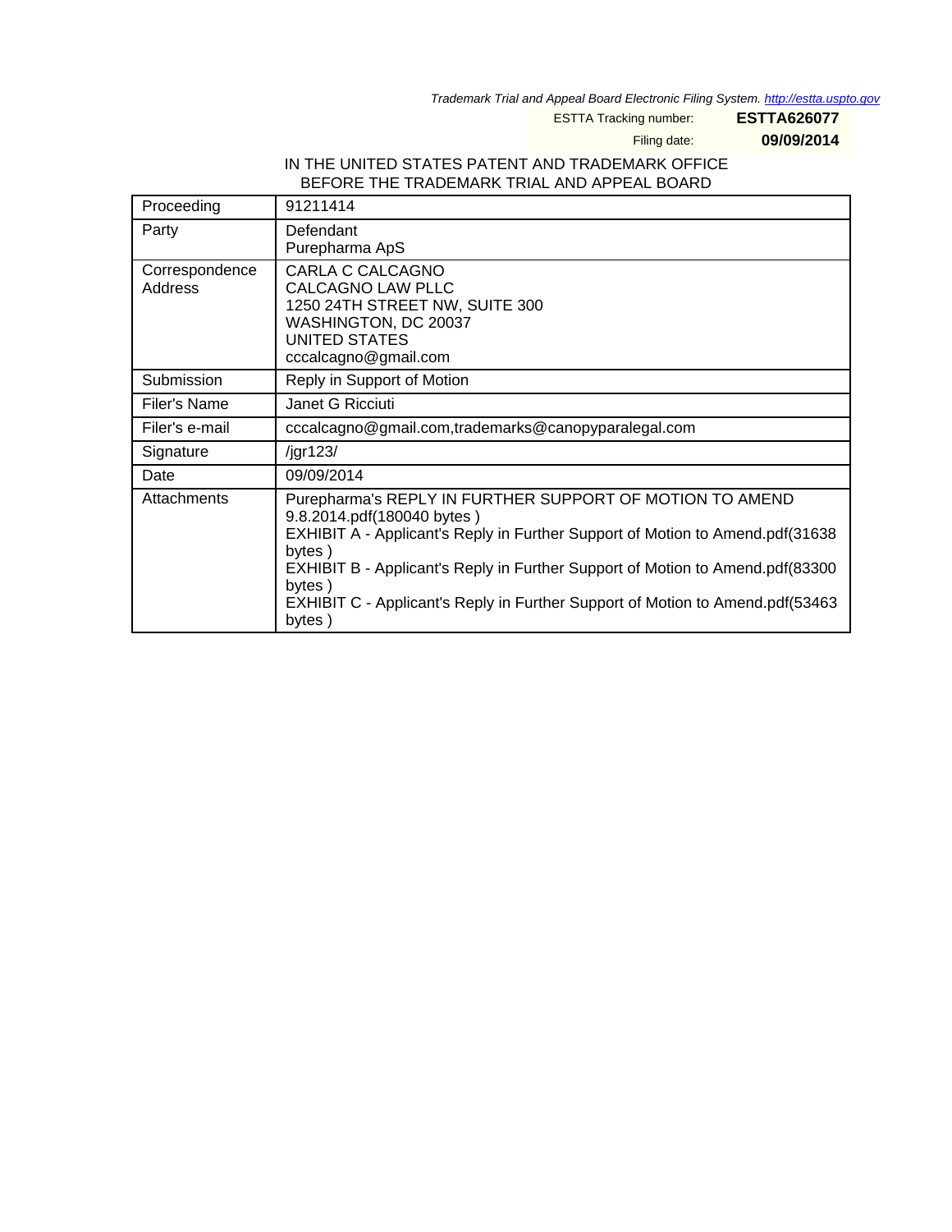Trademark Trial and Appeal Board Electronic Filing System. http://estta.uspto.gov

ESTTA Tracking number: **ESTTA626077**

Filing date: **09/09/2014**

IN THE UNITED STATES PATENT AND TRADEMARK OFFICE
BEFORE THE TRADEMARK TRIAL AND APPEAL BOARD

| | |
|---|---|
| Proceeding | 91211414 |
| Party | Defendant<br>Purepharma ApS |
| Correspondence Address | CARLA C CALCAGNO<br>CALCAGNO LAW PLLC<br>1250 24TH STREET NW, SUITE 300<br>WASHINGTON, DC 20037<br>UNITED STATES<br>cccalcagno@gmail.com |
| Submission | Reply in Support of Motion |
| Filer's Name | Janet G Ricciuti |
| Filer's e-mail | cccalcagno@gmail.com,trademarks@canopyparalegal.com |
| Signature | /jgr123/ |
| Date | 09/09/2014 |
| Attachments | Purepharma's REPLY IN FURTHER SUPPORT OF MOTION TO AMEND 9.8.2014.pdf(180040 bytes )<br>EXHIBIT A - Applicant's Reply in Further Support of Motion to Amend.pdf(31638 bytes )<br>EXHIBIT B - Applicant's Reply in Further Support of Motion to Amend.pdf(83300 bytes )<br>EXHIBIT C - Applicant's Reply in Further Support of Motion to Amend.pdf(53463 bytes ) |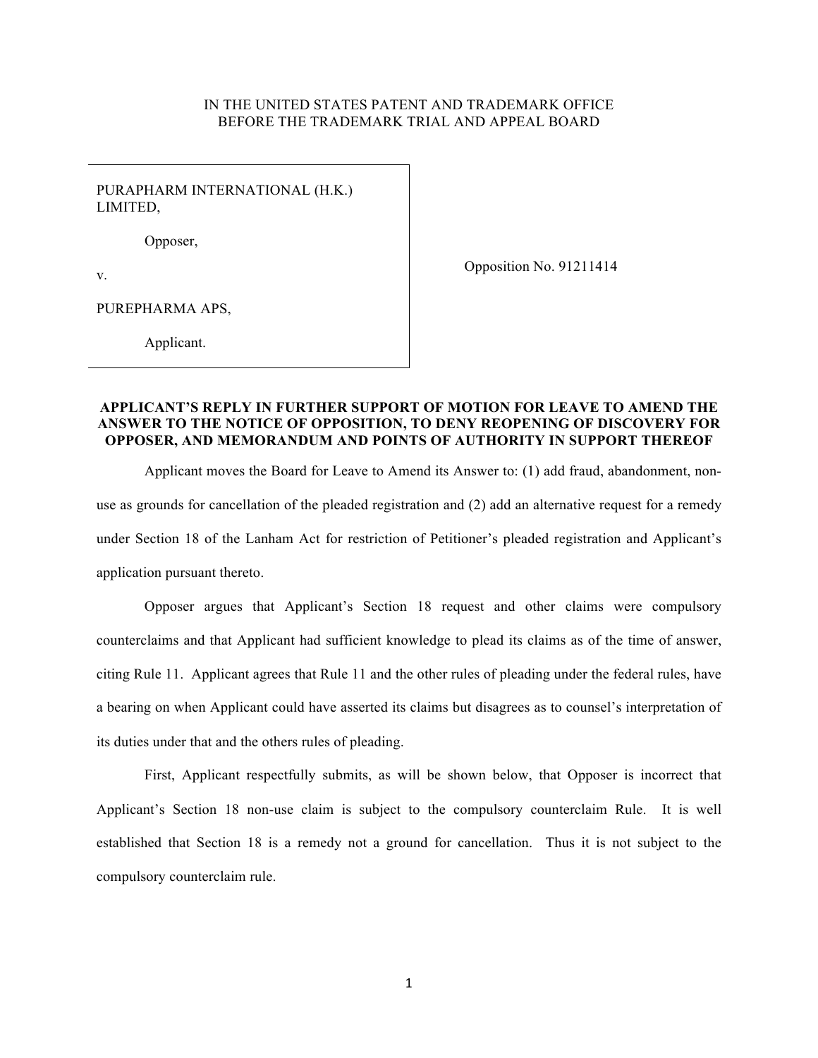IN THE UNITED STATES PATENT AND TRADEMARK OFFICE
BEFORE THE TRADEMARK TRIAL AND APPEAL BOARD

| | |
|---|---|
| PURAPHARM INTERNATIONAL (H.K.) LIMITED,<br><br>Opposer,<br><br>v.<br><br>PUREPHARMA APS,<br><br>Applicant. | Opposition No. 91211414 |

**APPLICANT'S REPLY IN FURTHER SUPPORT OF MOTION FOR LEAVE TO AMEND THE ANSWER TO THE NOTICE OF OPPOSITION, TO DENY REOPENING OF DISCOVERY FOR OPPOSER, AND MEMORANDUM AND POINTS OF AUTHORITY IN SUPPORT THEREOF**

Applicant moves the Board for Leave to Amend its Answer to: (1) add fraud, abandonment, non-use as grounds for cancellation of the pleaded registration and (2) add an alternative request for a remedy under Section 18 of the Lanham Act for restriction of Petitioner's pleaded registration and Applicant's application pursuant thereto.

Opposer argues that Applicant's Section 18 request and other claims were compulsory counterclaims and that Applicant had sufficient knowledge to plead its claims as of the time of answer, citing Rule 11. Applicant agrees that Rule 11 and the other rules of pleading under the federal rules, have a bearing on when Applicant could have asserted its claims but disagrees as to counsel's interpretation of its duties under that and the others rules of pleading.

First, Applicant respectfully submits, as will be shown below, that Opposer is incorrect that Applicant's Section 18 non-use claim is subject to the compulsory counterclaim Rule. It is well established that Section 18 is a remedy not a ground for cancellation. Thus it is not subject to the compulsory counterclaim rule.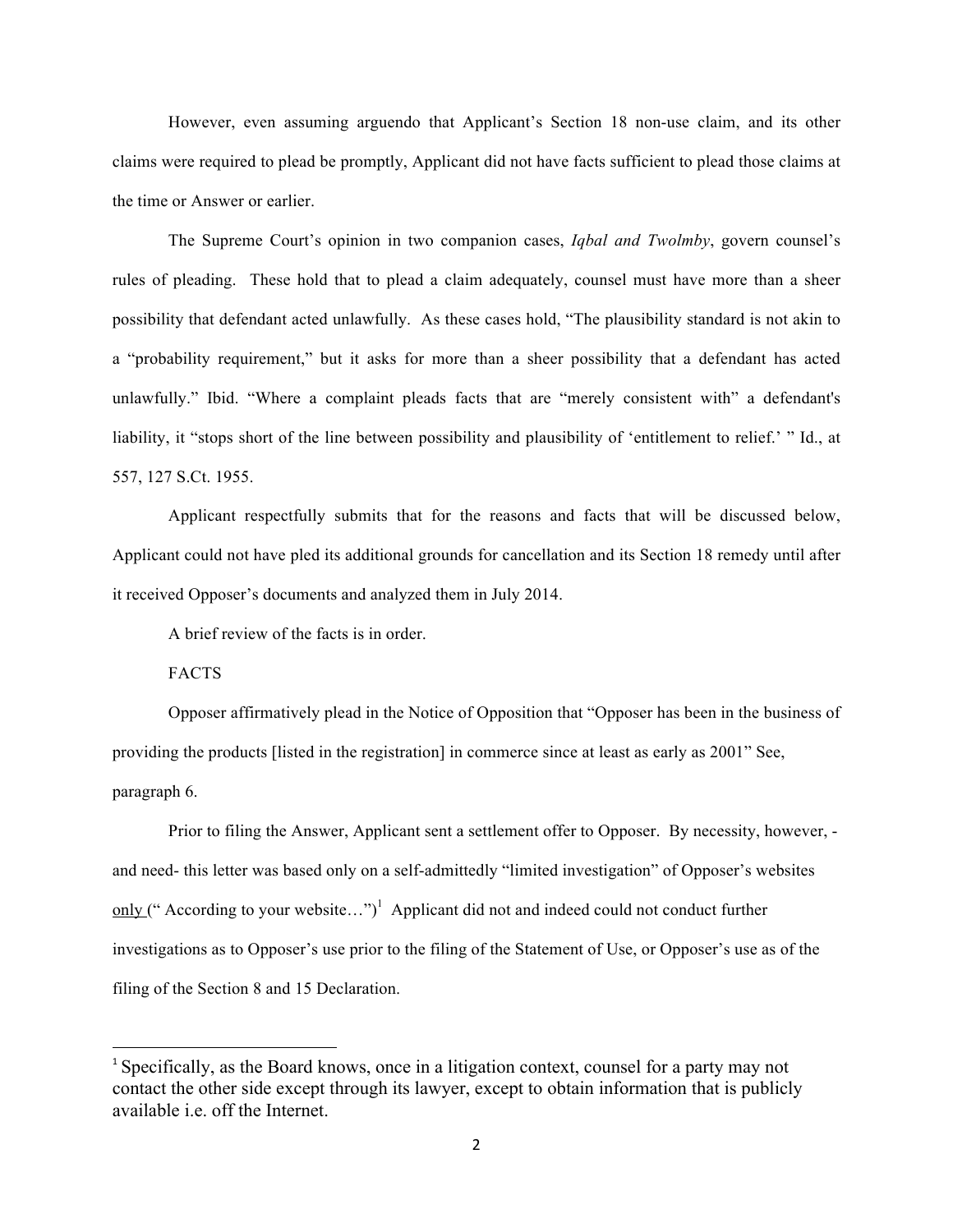However, even assuming arguendo that Applicant's Section 18 non-use claim, and its other claims were required to plead be promptly, Applicant did not have facts sufficient to plead those claims at the time or Answer or earlier.

The Supreme Court's opinion in two companion cases, *Iqbal and Twolmby*, govern counsel's rules of pleading. These hold that to plead a claim adequately, counsel must have more than a sheer possibility that defendant acted unlawfully. As these cases hold, "The plausibility standard is not akin to a "probability requirement," but it asks for more than a sheer possibility that a defendant has acted unlawfully." Ibid. "Where a complaint pleads facts that are "merely consistent with" a defendant's liability, it "stops short of the line between possibility and plausibility of 'entitlement to relief.' " Id., at 557, 127 S.Ct. 1955.

Applicant respectfully submits that for the reasons and facts that will be discussed below, Applicant could not have pled its additional grounds for cancellation and its Section 18 remedy until after it received Opposer's documents and analyzed them in July 2014.

A brief review of the facts is in order.

FACTS

Opposer affirmatively plead in the Notice of Opposition that "Opposer has been in the business of providing the products [listed in the registration] in commerce since at least as early as 2001" See, paragraph 6.

Prior to filing the Answer, Applicant sent a settlement offer to Opposer. By necessity, however, -and need- this letter was based only on a self-admittedly "limited investigation" of Opposer's websites <u>only</u> (" According to your website…")[1] Applicant did not and indeed could not conduct further investigations as to Opposer's use prior to the filing of the Statement of Use, or Opposer's use as of the filing of the Section 8 and 15 Declaration.

---

[1] Specifically, as the Board knows, once in a litigation context, counsel for a party may not contact the other side except through its lawyer, except to obtain information that is publicly available i.e. off the Internet.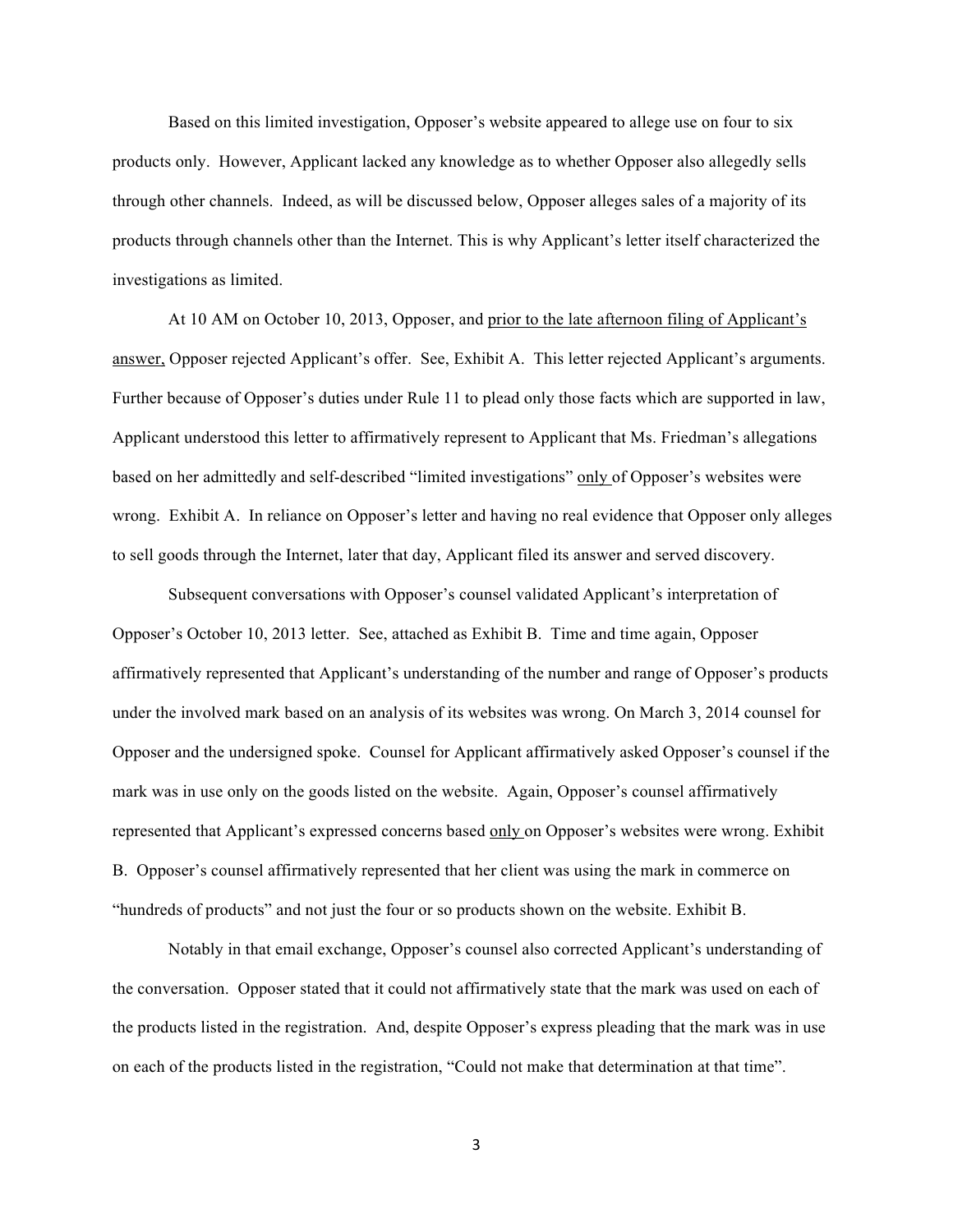Based on this limited investigation, Opposer's website appeared to allege use on four to six products only. However, Applicant lacked any knowledge as to whether Opposer also allegedly sells through other channels. Indeed, as will be discussed below, Opposer alleges sales of a majority of its products through channels other than the Internet. This is why Applicant's letter itself characterized the investigations as limited.

At 10 AM on October 10, 2013, Opposer, and <u>prior to the late afternoon filing of Applicant's answer,</u> Opposer rejected Applicant's offer. See, Exhibit A. This letter rejected Applicant's arguments. Further because of Opposer's duties under Rule 11 to plead only those facts which are supported in law, Applicant understood this letter to affirmatively represent to Applicant that Ms. Friedman's allegations based on her admittedly and self-described "limited investigations" <u>only</u> of Opposer's websites were wrong. Exhibit A. In reliance on Opposer's letter and having no real evidence that Opposer only alleges to sell goods through the Internet, later that day, Applicant filed its answer and served discovery.

Subsequent conversations with Opposer's counsel validated Applicant's interpretation of Opposer's October 10, 2013 letter. See, attached as Exhibit B. Time and time again, Opposer affirmatively represented that Applicant's understanding of the number and range of Opposer's products under the involved mark based on an analysis of its websites was wrong. On March 3, 2014 counsel for Opposer and the undersigned spoke. Counsel for Applicant affirmatively asked Opposer's counsel if the mark was in use only on the goods listed on the website. Again, Opposer's counsel affirmatively represented that Applicant's expressed concerns based <u>only</u> on Opposer's websites were wrong. Exhibit B. Opposer's counsel affirmatively represented that her client was using the mark in commerce on "hundreds of products" and not just the four or so products shown on the website. Exhibit B.

Notably in that email exchange, Opposer's counsel also corrected Applicant's understanding of the conversation. Opposer stated that it could not affirmatively state that the mark was used on each of the products listed in the registration. And, despite Opposer's express pleading that the mark was in use on each of the products listed in the registration, "Could not make that determination at that time".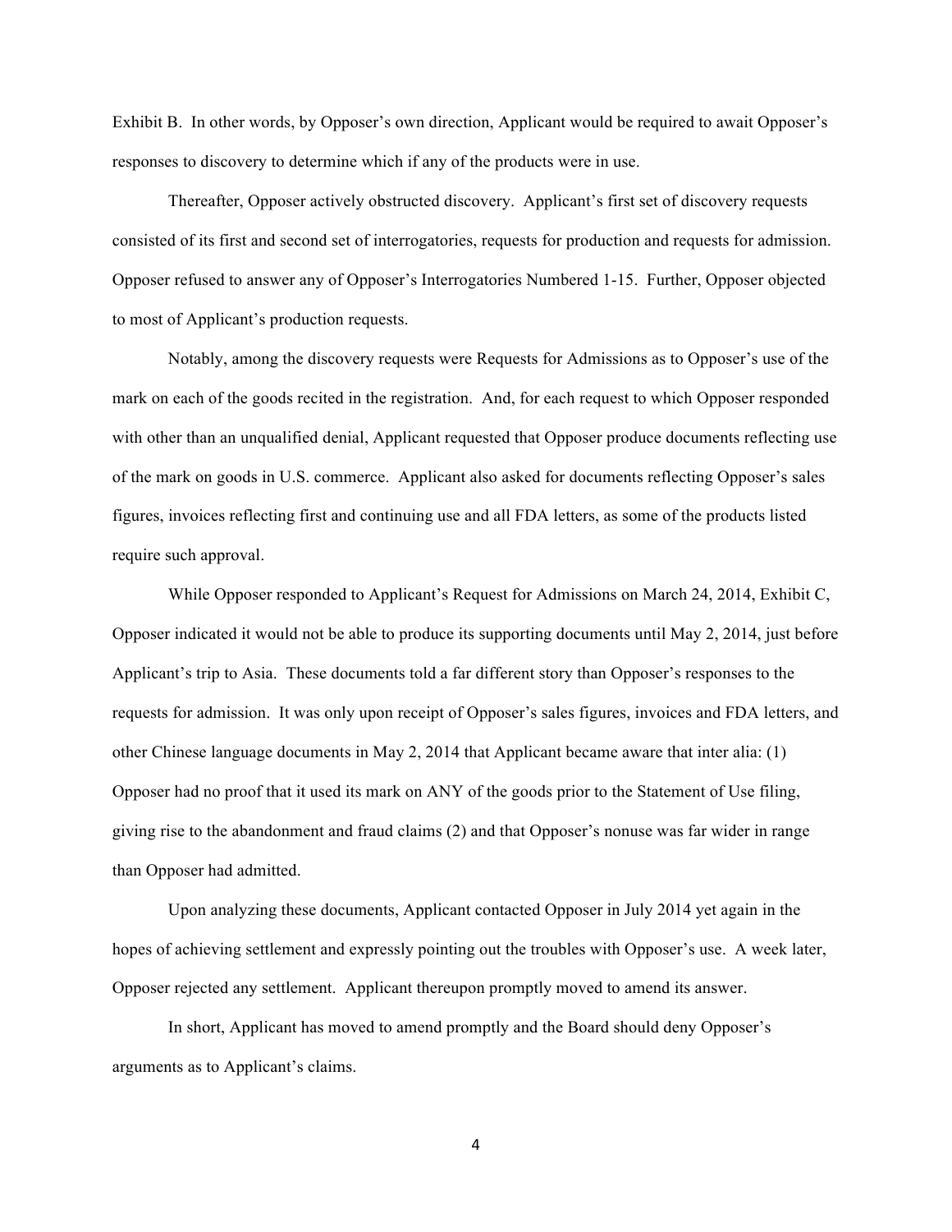Exhibit B. In other words, by Opposer's own direction, Applicant would be required to await Opposer's responses to discovery to determine which if any of the products were in use.

Thereafter, Opposer actively obstructed discovery. Applicant's first set of discovery requests consisted of its first and second set of interrogatories, requests for production and requests for admission. Opposer refused to answer any of Opposer's Interrogatories Numbered 1-15. Further, Opposer objected to most of Applicant's production requests.

Notably, among the discovery requests were Requests for Admissions as to Opposer's use of the mark on each of the goods recited in the registration. And, for each request to which Opposer responded with other than an unqualified denial, Applicant requested that Opposer produce documents reflecting use of the mark on goods in U.S. commerce. Applicant also asked for documents reflecting Opposer's sales figures, invoices reflecting first and continuing use and all FDA letters, as some of the products listed require such approval.

While Opposer responded to Applicant's Request for Admissions on March 24, 2014, Exhibit C, Opposer indicated it would not be able to produce its supporting documents until May 2, 2014, just before Applicant's trip to Asia. These documents told a far different story than Opposer's responses to the requests for admission. It was only upon receipt of Opposer's sales figures, invoices and FDA letters, and other Chinese language documents in May 2, 2014 that Applicant became aware that inter alia: (1) Opposer had no proof that it used its mark on ANY of the goods prior to the Statement of Use filing, giving rise to the abandonment and fraud claims (2) and that Opposer's nonuse was far wider in range than Opposer had admitted.

Upon analyzing these documents, Applicant contacted Opposer in July 2014 yet again in the hopes of achieving settlement and expressly pointing out the troubles with Opposer's use. A week later, Opposer rejected any settlement. Applicant thereupon promptly moved to amend its answer.

In short, Applicant has moved to amend promptly and the Board should deny Opposer's arguments as to Applicant's claims.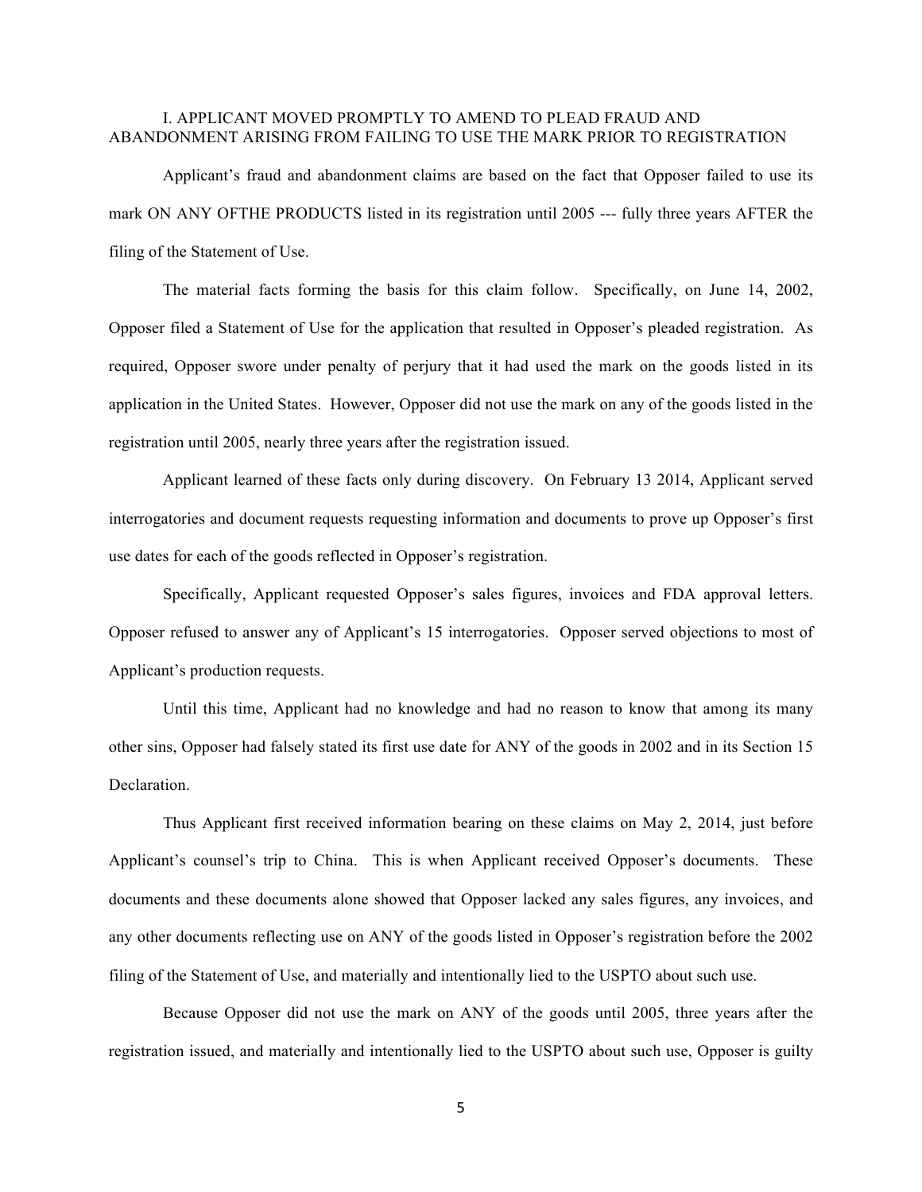## I. APPLICANT MOVED PROMPTLY TO AMEND TO PLEAD FRAUD AND ABANDONMENT ARISING FROM FAILING TO USE THE MARK PRIOR TO REGISTRATION

Applicant's fraud and abandonment claims are based on the fact that Opposer failed to use its mark ON ANY OFTHE PRODUCTS listed in its registration until 2005 --- fully three years AFTER the filing of the Statement of Use.

The material facts forming the basis for this claim follow. Specifically, on June 14, 2002, Opposer filed a Statement of Use for the application that resulted in Opposer's pleaded registration. As required, Opposer swore under penalty of perjury that it had used the mark on the goods listed in its application in the United States. However, Opposer did not use the mark on any of the goods listed in the registration until 2005, nearly three years after the registration issued.

Applicant learned of these facts only during discovery. On February 13 2014, Applicant served interrogatories and document requests requesting information and documents to prove up Opposer's first use dates for each of the goods reflected in Opposer's registration.

Specifically, Applicant requested Opposer's sales figures, invoices and FDA approval letters. Opposer refused to answer any of Applicant's 15 interrogatories. Opposer served objections to most of Applicant's production requests.

Until this time, Applicant had no knowledge and had no reason to know that among its many other sins, Opposer had falsely stated its first use date for ANY of the goods in 2002 and in its Section 15 Declaration.

Thus Applicant first received information bearing on these claims on May 2, 2014, just before Applicant's counsel's trip to China. This is when Applicant received Opposer's documents. These documents and these documents alone showed that Opposer lacked any sales figures, any invoices, and any other documents reflecting use on ANY of the goods listed in Opposer's registration before the 2002 filing of the Statement of Use, and materially and intentionally lied to the USPTO about such use.

Because Opposer did not use the mark on ANY of the goods until 2005, three years after the registration issued, and materially and intentionally lied to the USPTO about such use, Opposer is guilty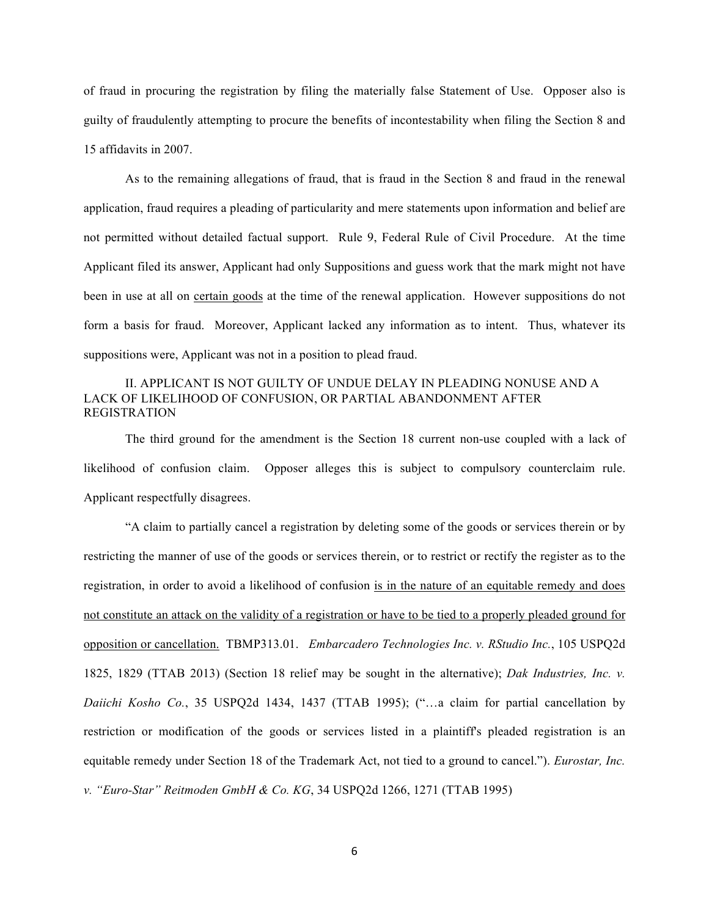of fraud in procuring the registration by filing the materially false Statement of Use. Opposer also is guilty of fraudulently attempting to procure the benefits of incontestability when filing the Section 8 and 15 affidavits in 2007.

As to the remaining allegations of fraud, that is fraud in the Section 8 and fraud in the renewal application, fraud requires a pleading of particularity and mere statements upon information and belief are not permitted without detailed factual support. Rule 9, Federal Rule of Civil Procedure. At the time Applicant filed its answer, Applicant had only Suppositions and guess work that the mark might not have been in use at all on <u>certain goods</u> at the time of the renewal application. However suppositions do not form a basis for fraud. Moreover, Applicant lacked any information as to intent. Thus, whatever its suppositions were, Applicant was not in a position to plead fraud.

## II. APPLICANT IS NOT GUILTY OF UNDUE DELAY IN PLEADING NONUSE AND A LACK OF LIKELIHOOD OF CONFUSION, OR PARTIAL ABANDONMENT AFTER REGISTRATION

The third ground for the amendment is the Section 18 current non-use coupled with a lack of likelihood of confusion claim. Opposer alleges this is subject to compulsory counterclaim rule. Applicant respectfully disagrees.

"A claim to partially cancel a registration by deleting some of the goods or services therein or by restricting the manner of use of the goods or services therein, or to restrict or rectify the register as to the registration, in order to avoid a likelihood of confusion <u>is in the nature of an equitable remedy and does not constitute an attack on the validity of a registration or have to be tied to a properly pleaded ground for opposition or cancellation.</u> TBMP313.01. *Embarcadero Technologies Inc. v. RStudio Inc.*, 105 USPQ2d 1825, 1829 (TTAB 2013) (Section 18 relief may be sought in the alternative); *Dak Industries, Inc. v. Daiichi Kosho Co.*, 35 USPQ2d 1434, 1437 (TTAB 1995); ("…a claim for partial cancellation by restriction or modification of the goods or services listed in a plaintiff's pleaded registration is an equitable remedy under Section 18 of the Trademark Act, not tied to a ground to cancel."). *Eurostar, Inc. v. "Euro-Star" Reitmoden GmbH & Co. KG*, 34 USPQ2d 1266, 1271 (TTAB 1995)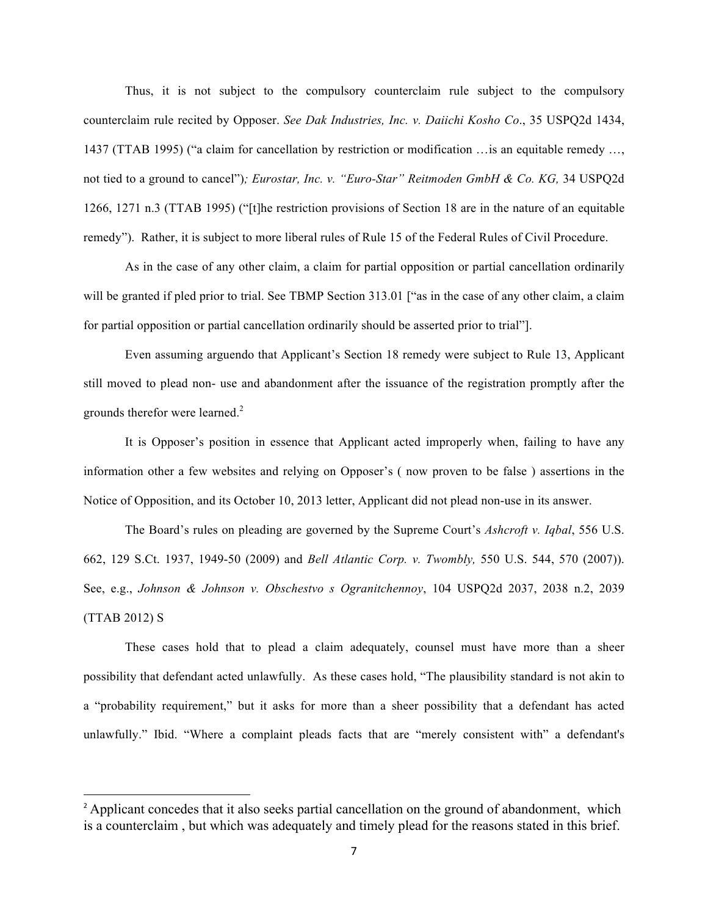Thus, it is not subject to the compulsory counterclaim rule subject to the compulsory counterclaim rule recited by Opposer. *See Dak Industries, Inc. v. Daiichi Kosho Co*., 35 USPQ2d 1434, 1437 (TTAB 1995) ("a claim for cancellation by restriction or modification …is an equitable remedy …, not tied to a ground to cancel")*; Eurostar, Inc. v. "Euro-Star" Reitmoden GmbH & Co. KG,* 34 USPQ2d 1266, 1271 n.3 (TTAB 1995) ("[t]he restriction provisions of Section 18 are in the nature of an equitable remedy"). Rather, it is subject to more liberal rules of Rule 15 of the Federal Rules of Civil Procedure.

As in the case of any other claim, a claim for partial opposition or partial cancellation ordinarily will be granted if pled prior to trial. See TBMP Section 313.01 ["as in the case of any other claim, a claim for partial opposition or partial cancellation ordinarily should be asserted prior to trial"].

Even assuming arguendo that Applicant's Section 18 remedy were subject to Rule 13, Applicant still moved to plead non- use and abandonment after the issuance of the registration promptly after the grounds therefor were learned.[2]

It is Opposer's position in essence that Applicant acted improperly when, failing to have any information other a few websites and relying on Opposer's ( now proven to be false ) assertions in the Notice of Opposition, and its October 10, 2013 letter, Applicant did not plead non-use in its answer.

The Board's rules on pleading are governed by the Supreme Court's *Ashcroft v. Iqbal*, 556 U.S. 662, 129 S.Ct. 1937, 1949-50 (2009) and *Bell Atlantic Corp. v. Twombly,* 550 U.S. 544, 570 (2007)). See, e.g., *Johnson & Johnson v. Obschestvo s Ogranitchennoy*, 104 USPQ2d 2037, 2038 n.2, 2039 (TTAB 2012) S

These cases hold that to plead a claim adequately, counsel must have more than a sheer possibility that defendant acted unlawfully. As these cases hold, "The plausibility standard is not akin to a "probability requirement," but it asks for more than a sheer possibility that a defendant has acted unlawfully." Ibid. "Where a complaint pleads facts that are "merely consistent with" a defendant's

---

[2] Applicant concedes that it also seeks partial cancellation on the ground of abandonment, which is a counterclaim , but which was adequately and timely plead for the reasons stated in this brief.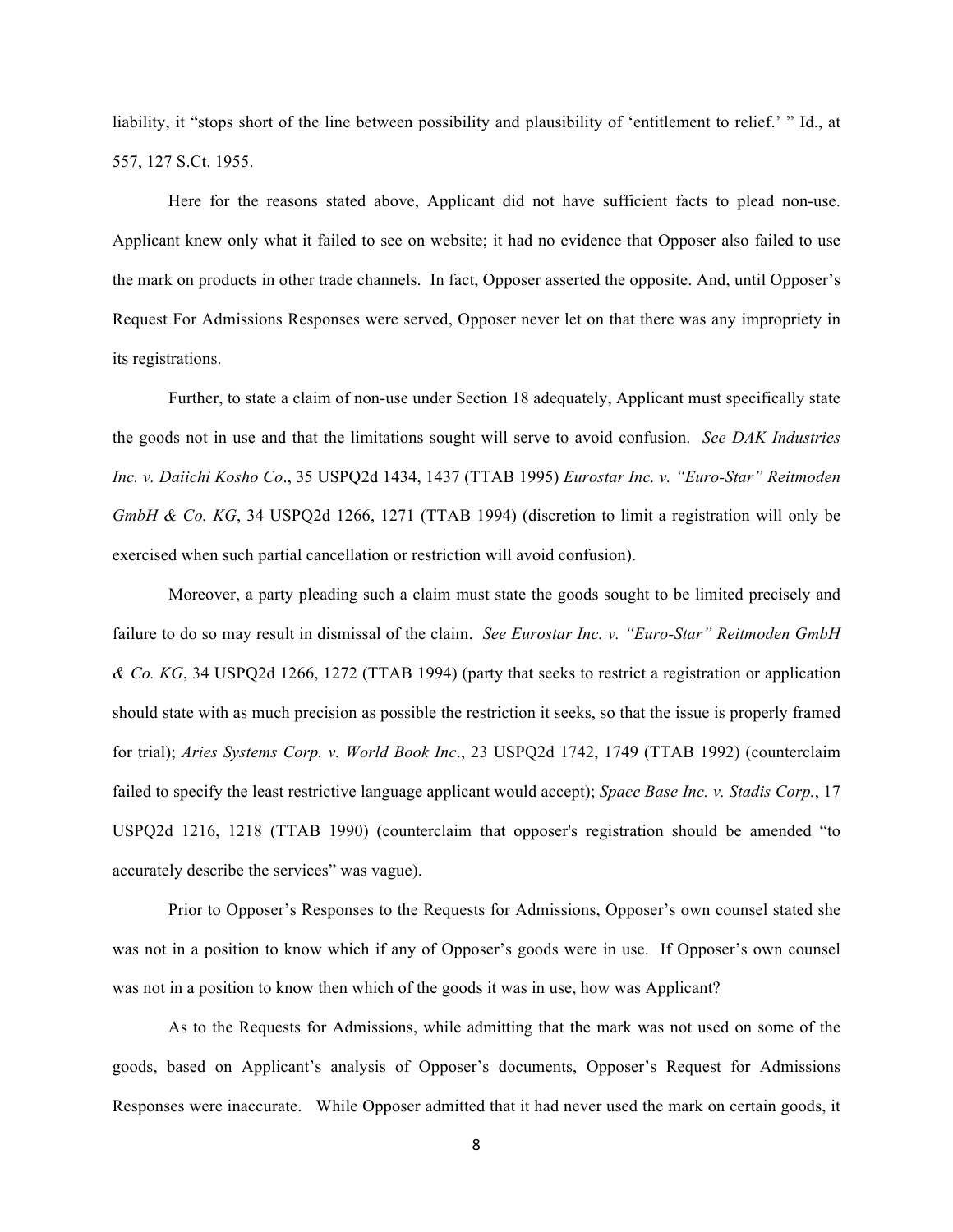liability, it "stops short of the line between possibility and plausibility of 'entitlement to relief.' " Id., at 557, 127 S.Ct. 1955.

Here for the reasons stated above, Applicant did not have sufficient facts to plead non-use. Applicant knew only what it failed to see on website; it had no evidence that Opposer also failed to use the mark on products in other trade channels. In fact, Opposer asserted the opposite. And, until Opposer's Request For Admissions Responses were served, Opposer never let on that there was any impropriety in its registrations.

Further, to state a claim of non-use under Section 18 adequately, Applicant must specifically state the goods not in use and that the limitations sought will serve to avoid confusion. *See DAK Industries Inc. v. Daiichi Kosho Co*., 35 USPQ2d 1434, 1437 (TTAB 1995) *Eurostar Inc. v. "Euro-Star" Reitmoden GmbH & Co. KG*, 34 USPQ2d 1266, 1271 (TTAB 1994) (discretion to limit a registration will only be exercised when such partial cancellation or restriction will avoid confusion).

Moreover, a party pleading such a claim must state the goods sought to be limited precisely and failure to do so may result in dismissal of the claim. *See Eurostar Inc. v. "Euro-Star" Reitmoden GmbH & Co. KG*, 34 USPQ2d 1266, 1272 (TTAB 1994) (party that seeks to restrict a registration or application should state with as much precision as possible the restriction it seeks, so that the issue is properly framed for trial); *Aries Systems Corp. v. World Book Inc*., 23 USPQ2d 1742, 1749 (TTAB 1992) (counterclaim failed to specify the least restrictive language applicant would accept); *Space Base Inc. v. Stadis Corp.*, 17 USPQ2d 1216, 1218 (TTAB 1990) (counterclaim that opposer's registration should be amended "to accurately describe the services" was vague).

Prior to Opposer's Responses to the Requests for Admissions, Opposer's own counsel stated she was not in a position to know which if any of Opposer's goods were in use. If Opposer's own counsel was not in a position to know then which of the goods it was in use, how was Applicant?

As to the Requests for Admissions, while admitting that the mark was not used on some of the goods, based on Applicant's analysis of Opposer's documents, Opposer's Request for Admissions Responses were inaccurate. While Opposer admitted that it had never used the mark on certain goods, it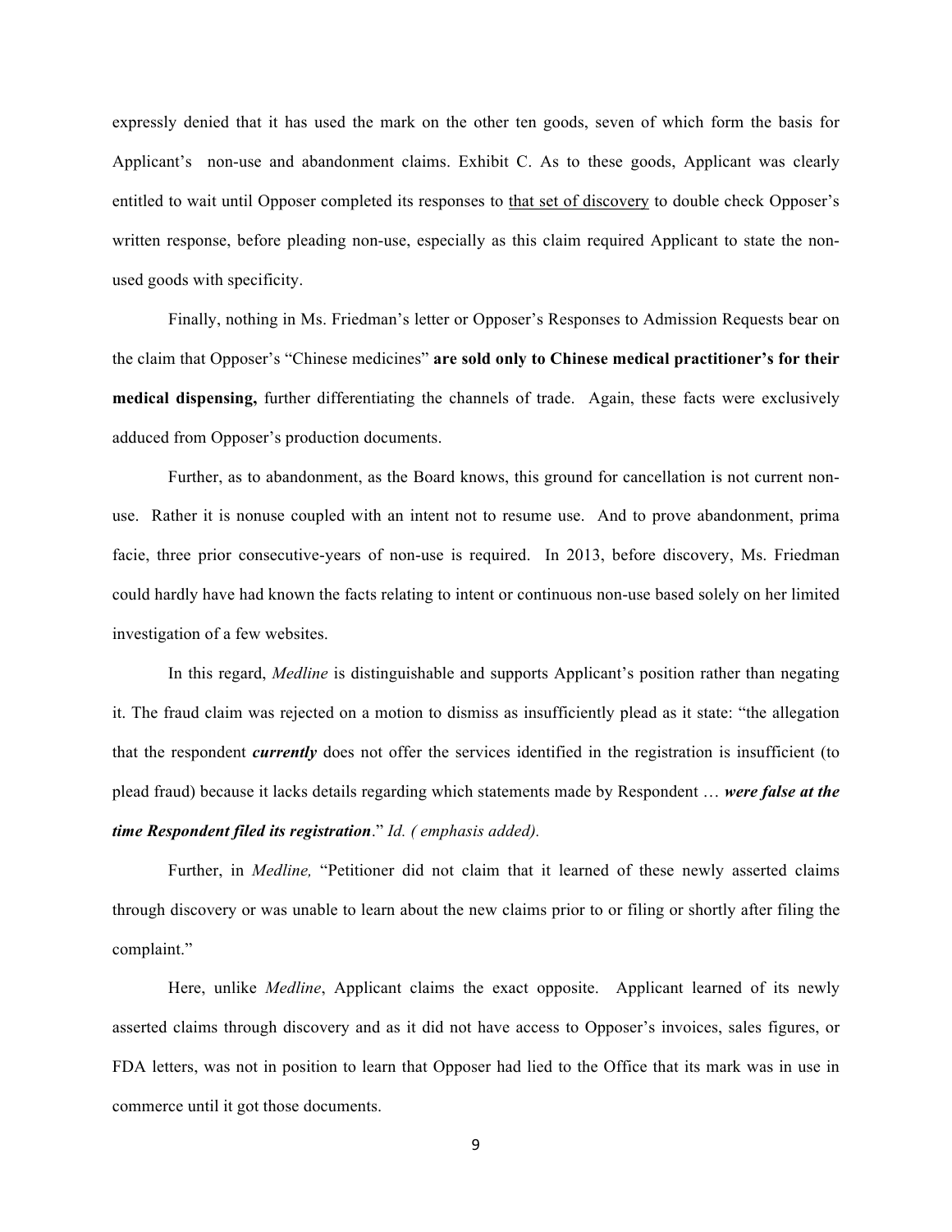expressly denied that it has used the mark on the other ten goods, seven of which form the basis for Applicant's non-use and abandonment claims. Exhibit C. As to these goods, Applicant was clearly entitled to wait until Opposer completed its responses to <u>that set of discovery</u> to double check Opposer's written response, before pleading non-use, especially as this claim required Applicant to state the non-used goods with specificity.

Finally, nothing in Ms. Friedman's letter or Opposer's Responses to Admission Requests bear on the claim that Opposer's "Chinese medicines" **are sold only to Chinese medical practitioner's for their medical dispensing,** further differentiating the channels of trade. Again, these facts were exclusively adduced from Opposer's production documents.

Further, as to abandonment, as the Board knows, this ground for cancellation is not current non-use. Rather it is nonuse coupled with an intent not to resume use. And to prove abandonment, prima facie, three prior consecutive-years of non-use is required. In 2013, before discovery, Ms. Friedman could hardly have had known the facts relating to intent or continuous non-use based solely on her limited investigation of a few websites.

In this regard, *Medline* is distinguishable and supports Applicant's position rather than negating it. The fraud claim was rejected on a motion to dismiss as insufficiently plead as it state: "the allegation that the respondent ***currently*** does not offer the services identified in the registration is insufficient (to plead fraud) because it lacks details regarding which statements made by Respondent … ***were false at the time Respondent filed its registration***." *Id. ( emphasis added).*

Further, in *Medline,* "Petitioner did not claim that it learned of these newly asserted claims through discovery or was unable to learn about the new claims prior to or filing or shortly after filing the complaint."

Here, unlike *Medline*, Applicant claims the exact opposite. Applicant learned of its newly asserted claims through discovery and as it did not have access to Opposer's invoices, sales figures, or FDA letters, was not in position to learn that Opposer had lied to the Office that its mark was in use in commerce until it got those documents.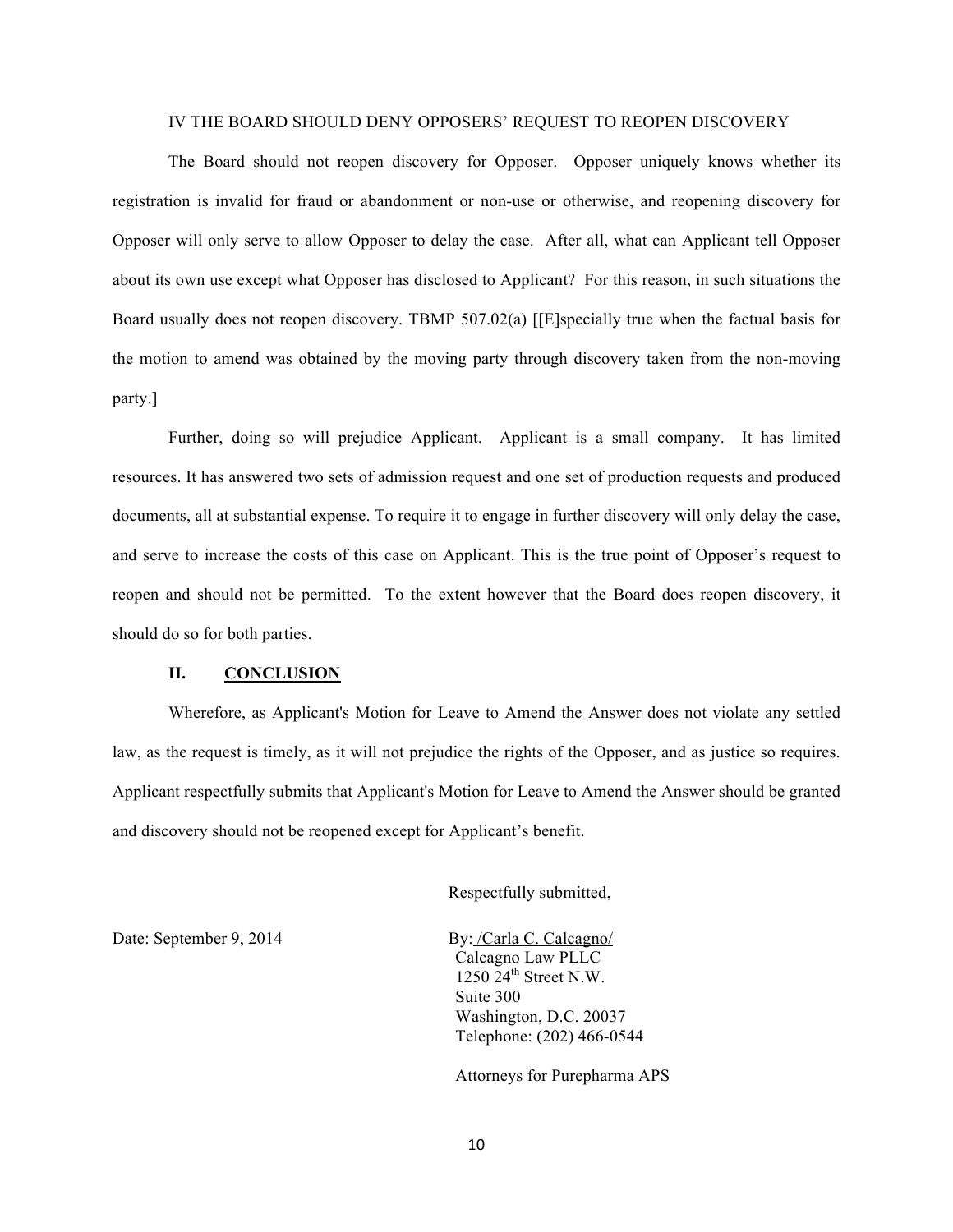## IV THE BOARD SHOULD DENY OPPOSERS' REQUEST TO REOPEN DISCOVERY

The Board should not reopen discovery for Opposer. Opposer uniquely knows whether its registration is invalid for fraud or abandonment or non-use or otherwise, and reopening discovery for Opposer will only serve to allow Opposer to delay the case. After all, what can Applicant tell Opposer about its own use except what Opposer has disclosed to Applicant? For this reason, in such situations the Board usually does not reopen discovery. TBMP 507.02(a) [[E]specially true when the factual basis for the motion to amend was obtained by the moving party through discovery taken from the non-moving party.]

Further, doing so will prejudice Applicant. Applicant is a small company. It has limited resources. It has answered two sets of admission request and one set of production requests and produced documents, all at substantial expense. To require it to engage in further discovery will only delay the case, and serve to increase the costs of this case on Applicant. This is the true point of Opposer's request to reopen and should not be permitted. To the extent however that the Board does reopen discovery, it should do so for both parties.

## II. **CONCLUSION**

Wherefore, as Applicant's Motion for Leave to Amend the Answer does not violate any settled law, as the request is timely, as it will not prejudice the rights of the Opposer, and as justice so requires. Applicant respectfully submits that Applicant's Motion for Leave to Amend the Answer should be granted and discovery should not be reopened except for Applicant's benefit.

Respectfully submitted,

Date: September 9, 2014

By: /Carla C. Calcagno/
Calcagno Law PLLC
1250 24th Street N.W.
Suite 300
Washington, D.C. 20037
Telephone: (202) 466-0544

Attorneys for Purepharma APS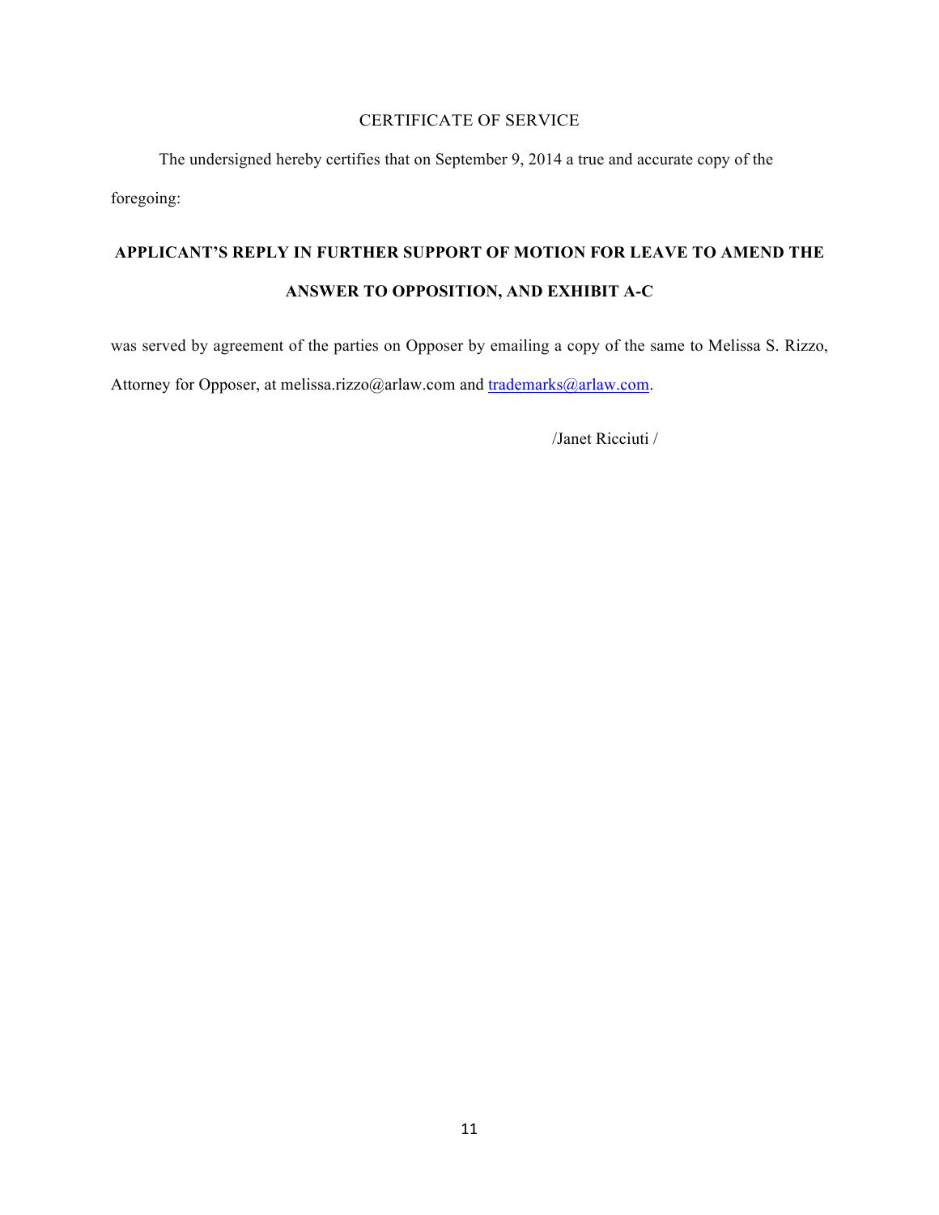# CERTIFICATE OF SERVICE

The undersigned hereby certifies that on September 9, 2014 a true and accurate copy of the foregoing:

**APPLICANT'S REPLY IN FURTHER SUPPORT OF MOTION FOR LEAVE TO AMEND THE ANSWER TO OPPOSITION, AND EXHIBIT A-C**

was served by agreement of the parties on Opposer by emailing a copy of the same to Melissa S. Rizzo, Attorney for Opposer, at melissa.rizzo@arlaw.com and trademarks@arlaw.com.

/Janet Ricciuti /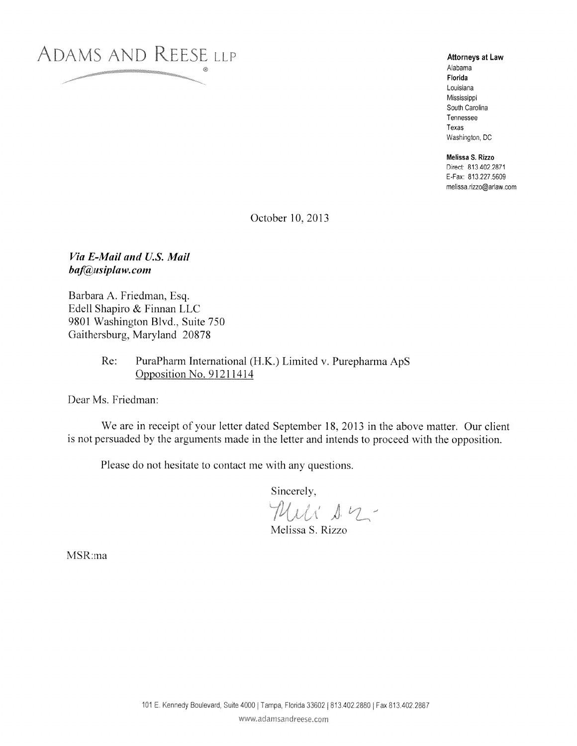ADAMS AND REESE LLP

**Attorneys at Law**
Alabama
**Florida**
Louisiana
Mississippi
South Carolina
Tennessee
Texas
Washington, DC

**Melissa S. Rizzo**
Direct: 813.402.2871
E-Fax: 813.227.5609
melissa.rizzo@arlaw.com

October 10, 2013

***Via E-Mail and U.S. Mail***
***baf@usiplaw.com***

Barbara A. Friedman, Esq.
Edell Shapiro & Finnan LLC
9801 Washington Blvd., Suite 750
Gaithersburg, Maryland 20878

Re: PuraPharm International (H.K.) Limited v. Purepharma ApS
Opposition No. 91211414

Dear Ms. Friedman:

We are in receipt of your letter dated September 18, 2013 in the above matter. Our client is not persuaded by the arguments made in the letter and intends to proceed with the opposition.

Please do not hesitate to contact me with any questions.

Sincerely,

Melissa S. Rizzo

MSR:ma

101 E. Kennedy Boulevard, Suite 4000 | Tampa, Florida 33602 | 813.402.2880 | Fax 813.402.2887
www.adamsandreese.com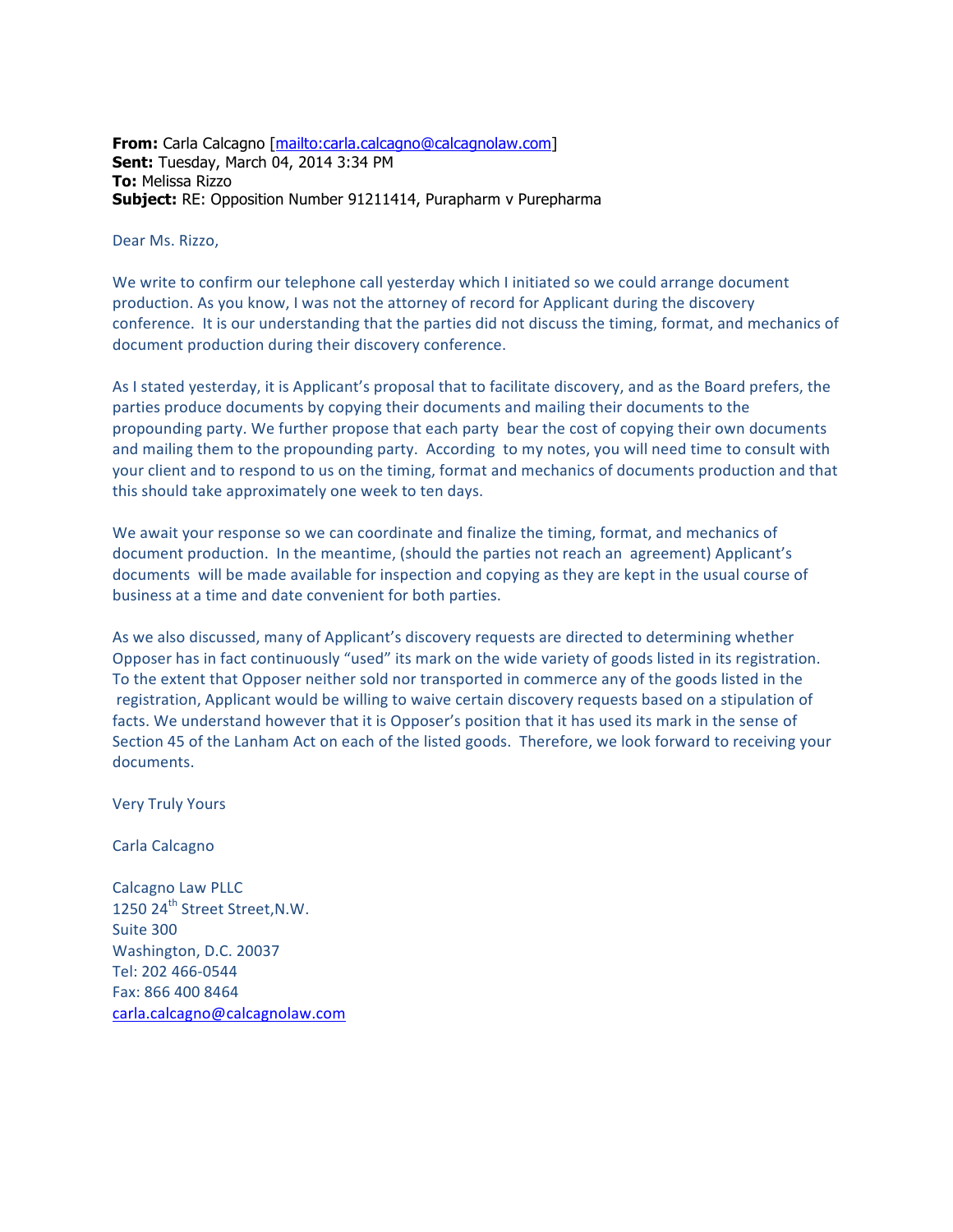**From:** Carla Calcagno [mailto:carla.calcagno@calcagnolaw.com]
**Sent:** Tuesday, March 04, 2014 3:34 PM
**To:** Melissa Rizzo
**Subject:** RE: Opposition Number 91211414, Purapharm v Purepharma

Dear Ms. Rizzo,

We write to confirm our telephone call yesterday which I initiated so we could arrange document production. As you know, I was not the attorney of record for Applicant during the discovery conference. It is our understanding that the parties did not discuss the timing, format, and mechanics of document production during their discovery conference.

As I stated yesterday, it is Applicant's proposal that to facilitate discovery, and as the Board prefers, the parties produce documents by copying their documents and mailing their documents to the propounding party. We further propose that each party bear the cost of copying their own documents and mailing them to the propounding party. According to my notes, you will need time to consult with your client and to respond to us on the timing, format and mechanics of documents production and that this should take approximately one week to ten days.

We await your response so we can coordinate and finalize the timing, format, and mechanics of document production. In the meantime, (should the parties not reach an agreement) Applicant's documents will be made available for inspection and copying as they are kept in the usual course of business at a time and date convenient for both parties.

As we also discussed, many of Applicant's discovery requests are directed to determining whether Opposer has in fact continuously "used" its mark on the wide variety of goods listed in its registration. To the extent that Opposer neither sold nor transported in commerce any of the goods listed in the registration, Applicant would be willing to waive certain discovery requests based on a stipulation of facts. We understand however that it is Opposer's position that it has used its mark in the sense of Section 45 of the Lanham Act on each of the listed goods. Therefore, we look forward to receiving your documents.

Very Truly Yours

Carla Calcagno

Calcagno Law PLLC
1250 24th Street Street,N.W.
Suite 300
Washington, D.C. 20037
Tel: 202 466-0544
Fax: 866 400 8464
carla.calcagno@calcagnolaw.com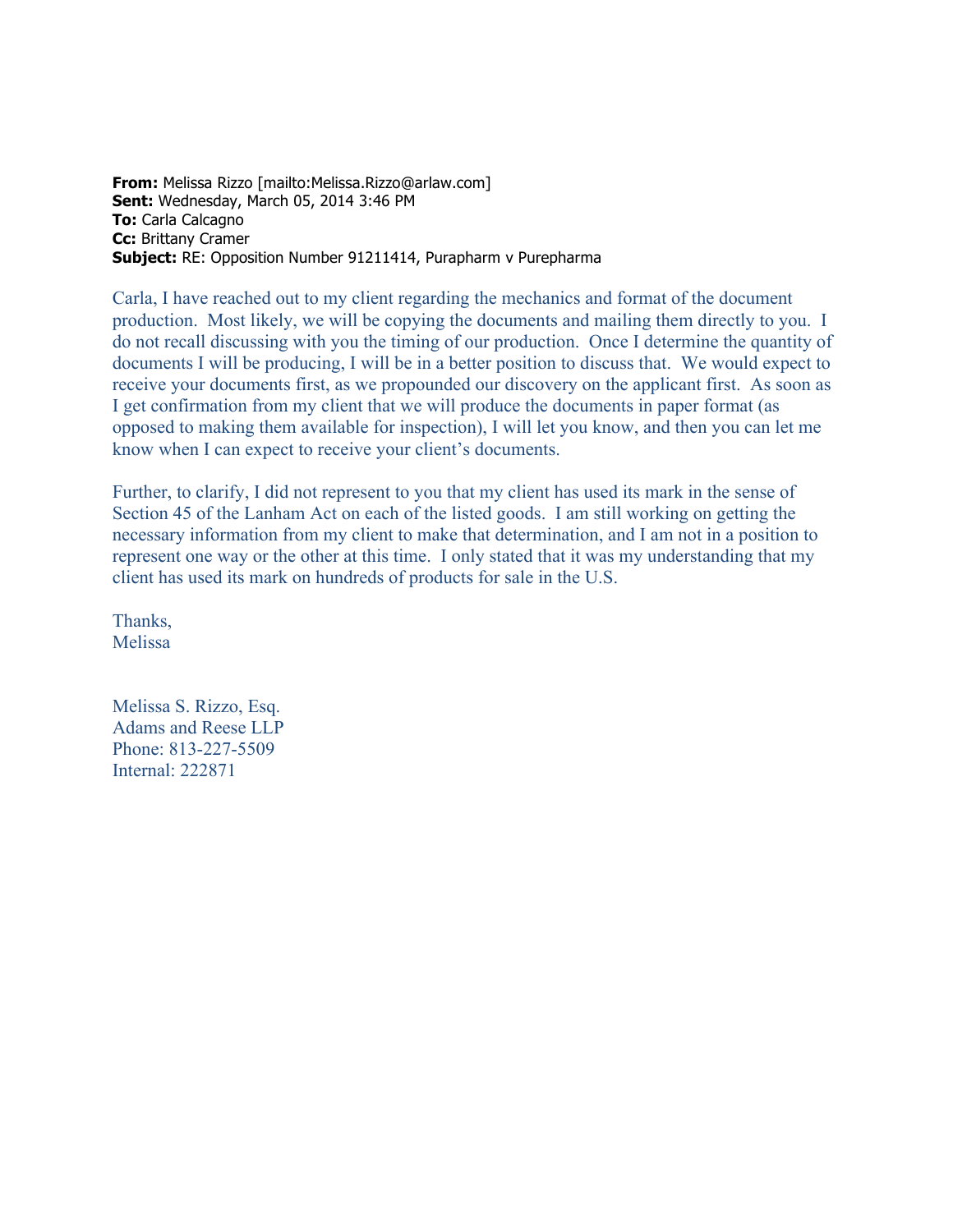**From:** Melissa Rizzo [mailto:Melissa.Rizzo@arlaw.com]
**Sent:** Wednesday, March 05, 2014 3:46 PM
**To:** Carla Calcagno
**Cc:** Brittany Cramer
**Subject:** RE: Opposition Number 91211414, Purapharm v Purepharma

Carla, I have reached out to my client regarding the mechanics and format of the document production. Most likely, we will be copying the documents and mailing them directly to you. I do not recall discussing with you the timing of our production. Once I determine the quantity of documents I will be producing, I will be in a better position to discuss that. We would expect to receive your documents first, as we propounded our discovery on the applicant first. As soon as I get confirmation from my client that we will produce the documents in paper format (as opposed to making them available for inspection), I will let you know, and then you can let me know when I can expect to receive your client's documents.

Further, to clarify, I did not represent to you that my client has used its mark in the sense of Section 45 of the Lanham Act on each of the listed goods. I am still working on getting the necessary information from my client to make that determination, and I am not in a position to represent one way or the other at this time. I only stated that it was my understanding that my client has used its mark on hundreds of products for sale in the U.S.

Thanks,
Melissa

Melissa S. Rizzo, Esq.
Adams and Reese LLP
Phone: 813-227-5509
Internal: 222871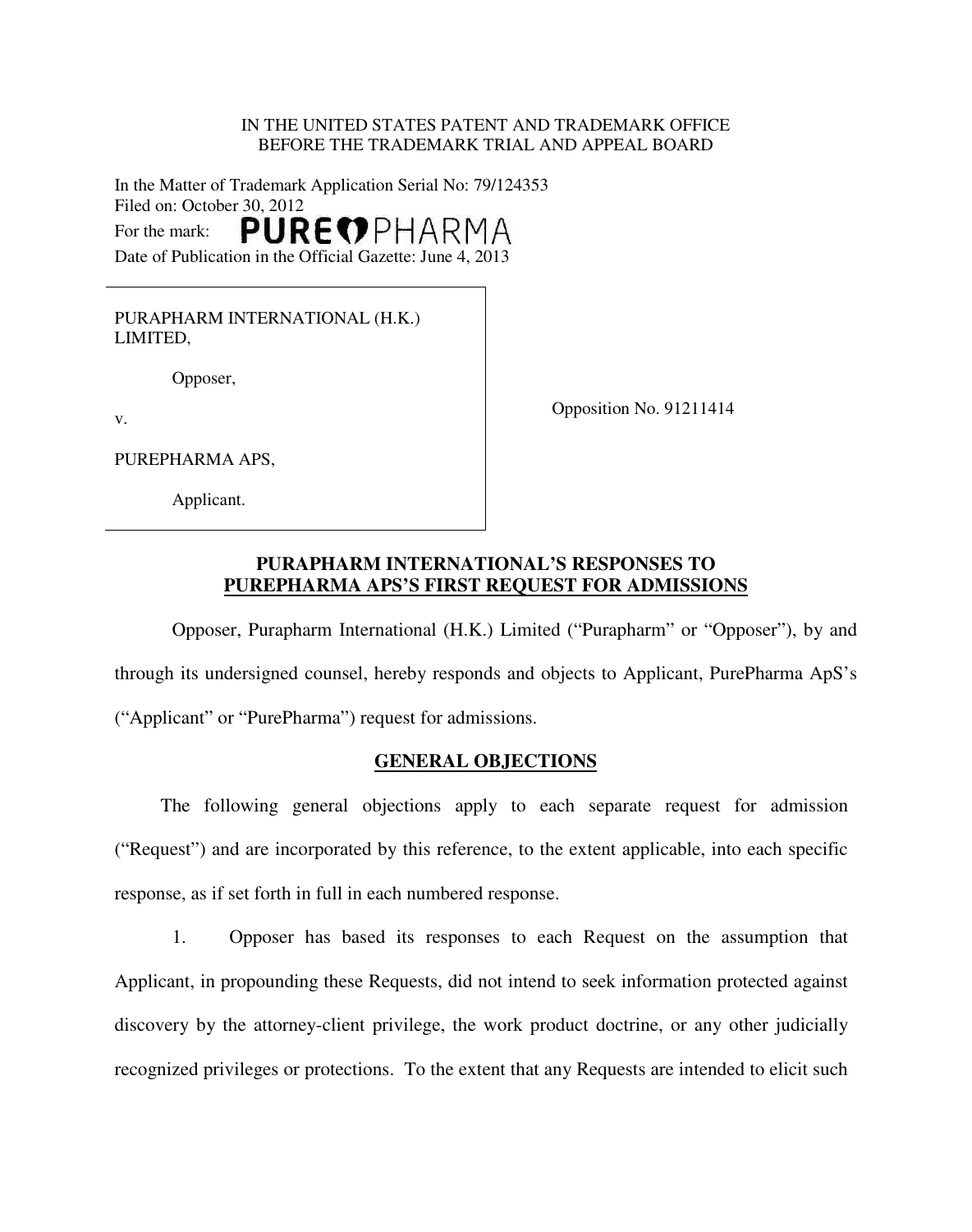IN THE UNITED STATES PATENT AND TRADEMARK OFFICE
BEFORE THE TRADEMARK TRIAL AND APPEAL BOARD

In the Matter of Trademark Application Serial No: 79/124353
Filed on: October 30, 2012
For the mark: PURE PHARMA
Date of Publication in the Official Gazette: June 4, 2013

PURAPHARM INTERNATIONAL (H.K.) LIMITED,

Opposer,

v.

PUREPHARMA APS,

Applicant.

Opposition No. 91211414

**PURAPHARM INTERNATIONAL'S RESPONSES TO PUREPHARMA APS'S FIRST REQUEST FOR ADMISSIONS**

Opposer, Purapharm International (H.K.) Limited ("Purapharm" or "Opposer"), by and through its undersigned counsel, hereby responds and objects to Applicant, PurePharma ApS's ("Applicant" or "PurePharma") request for admissions.

**GENERAL OBJECTIONS**

The following general objections apply to each separate request for admission ("Request") and are incorporated by this reference, to the extent applicable, into each specific response, as if set forth in full in each numbered response.

1. Opposer has based its responses to each Request on the assumption that Applicant, in propounding these Requests, did not intend to seek information protected against discovery by the attorney-client privilege, the work product doctrine, or any other judicially recognized privileges or protections. To the extent that any Requests are intended to elicit such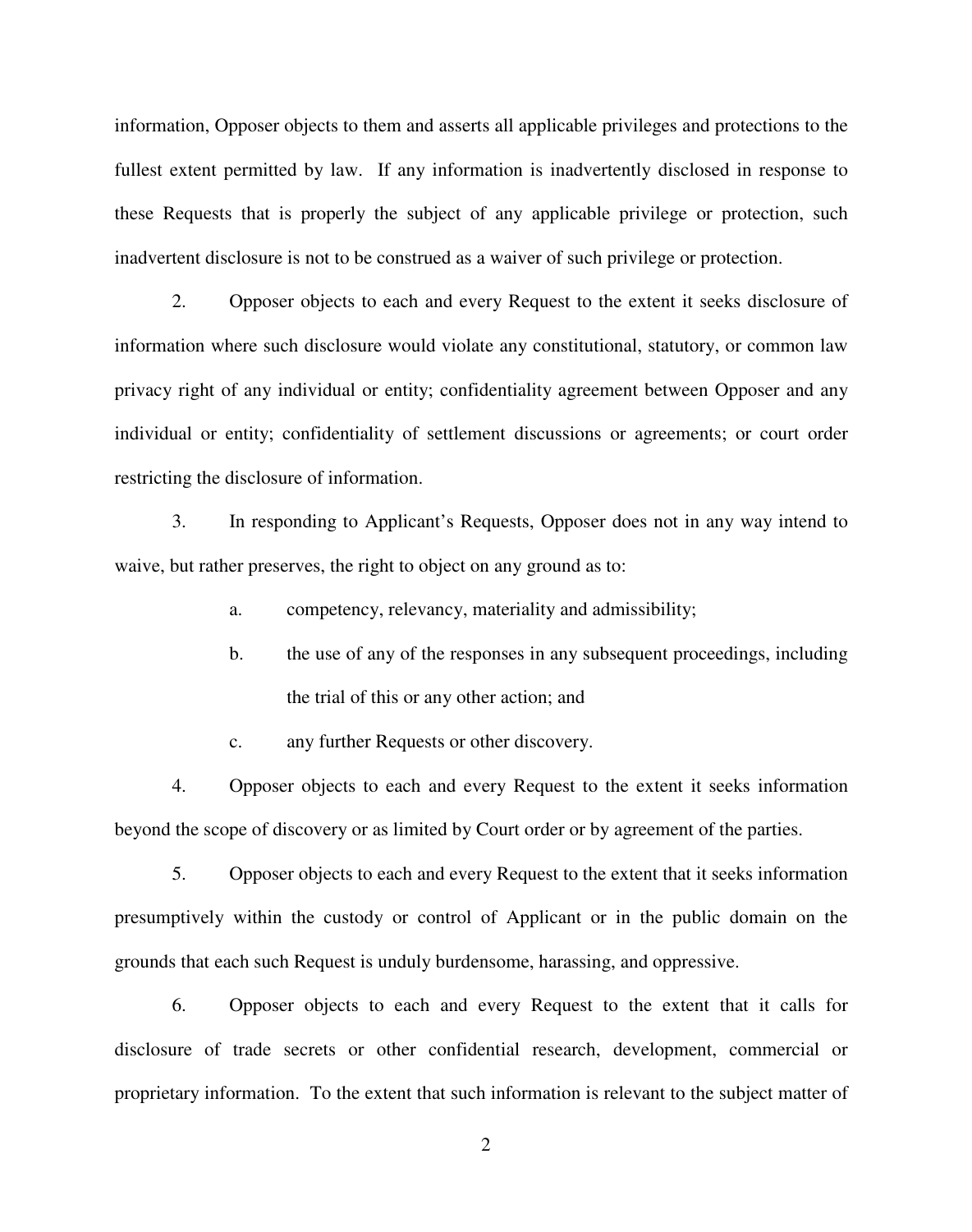information, Opposer objects to them and asserts all applicable privileges and protections to the fullest extent permitted by law. If any information is inadvertently disclosed in response to these Requests that is properly the subject of any applicable privilege or protection, such inadvertent disclosure is not to be construed as a waiver of such privilege or protection.

2. Opposer objects to each and every Request to the extent it seeks disclosure of information where such disclosure would violate any constitutional, statutory, or common law privacy right of any individual or entity; confidentiality agreement between Opposer and any individual or entity; confidentiality of settlement discussions or agreements; or court order restricting the disclosure of information.

3. In responding to Applicant's Requests, Opposer does not in any way intend to waive, but rather preserves, the right to object on any ground as to:

   a. competency, relevancy, materiality and admissibility;

   b. the use of any of the responses in any subsequent proceedings, including the trial of this or any other action; and

   c. any further Requests or other discovery.

4. Opposer objects to each and every Request to the extent it seeks information beyond the scope of discovery or as limited by Court order or by agreement of the parties.

5. Opposer objects to each and every Request to the extent that it seeks information presumptively within the custody or control of Applicant or in the public domain on the grounds that each such Request is unduly burdensome, harassing, and oppressive.

6. Opposer objects to each and every Request to the extent that it calls for disclosure of trade secrets or other confidential research, development, commercial or proprietary information. To the extent that such information is relevant to the subject matter of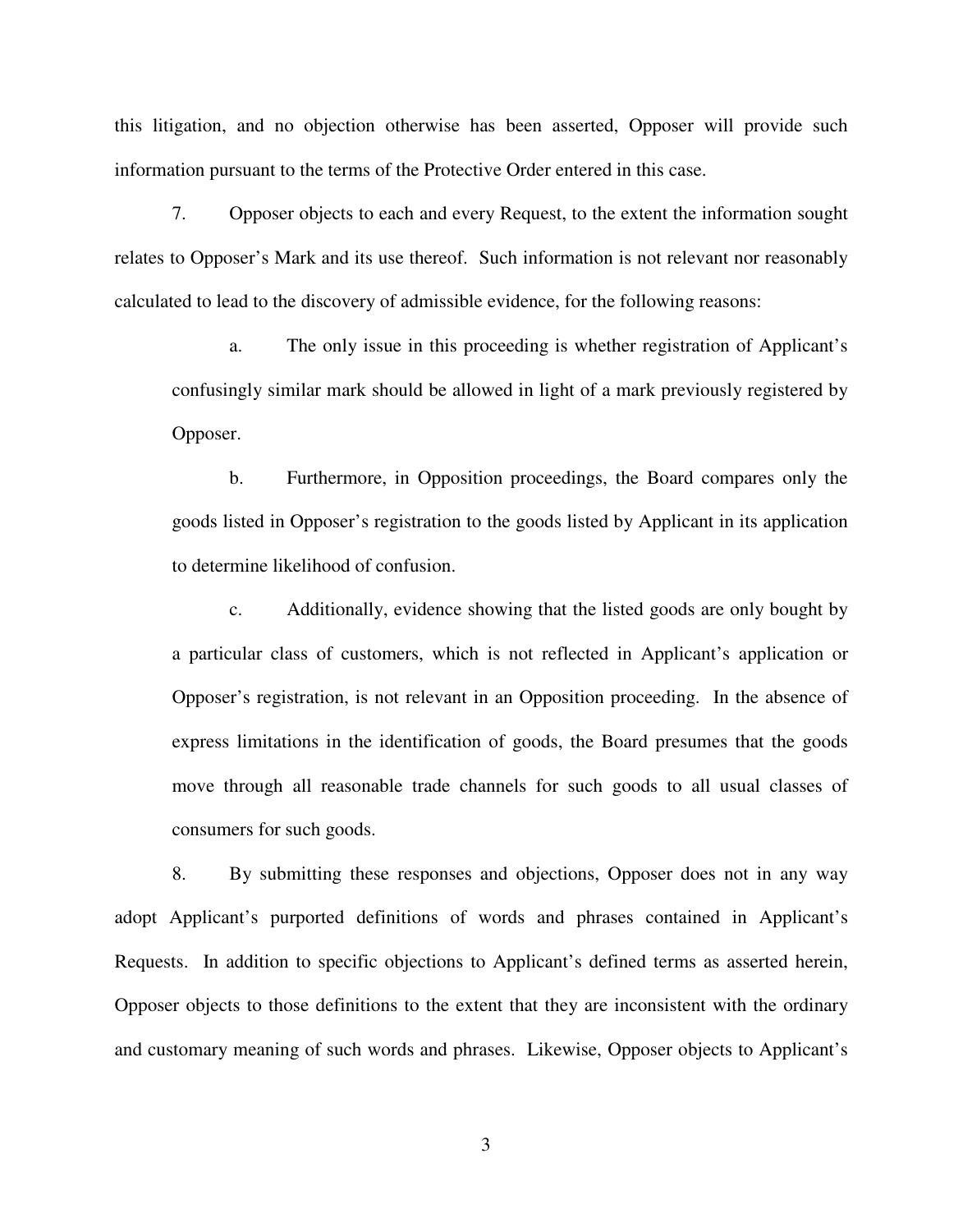this litigation, and no objection otherwise has been asserted, Opposer will provide such information pursuant to the terms of the Protective Order entered in this case.

7. Opposer objects to each and every Request, to the extent the information sought relates to Opposer's Mark and its use thereof. Such information is not relevant nor reasonably calculated to lead to the discovery of admissible evidence, for the following reasons:

> a. The only issue in this proceeding is whether registration of Applicant's confusingly similar mark should be allowed in light of a mark previously registered by Opposer.
>
> b. Furthermore, in Opposition proceedings, the Board compares only the goods listed in Opposer's registration to the goods listed by Applicant in its application to determine likelihood of confusion.
>
> c. Additionally, evidence showing that the listed goods are only bought by a particular class of customers, which is not reflected in Applicant's application or Opposer's registration, is not relevant in an Opposition proceeding. In the absence of express limitations in the identification of goods, the Board presumes that the goods move through all reasonable trade channels for such goods to all usual classes of consumers for such goods.

8. By submitting these responses and objections, Opposer does not in any way adopt Applicant's purported definitions of words and phrases contained in Applicant's Requests. In addition to specific objections to Applicant's defined terms as asserted herein, Opposer objects to those definitions to the extent that they are inconsistent with the ordinary and customary meaning of such words and phrases. Likewise, Opposer objects to Applicant's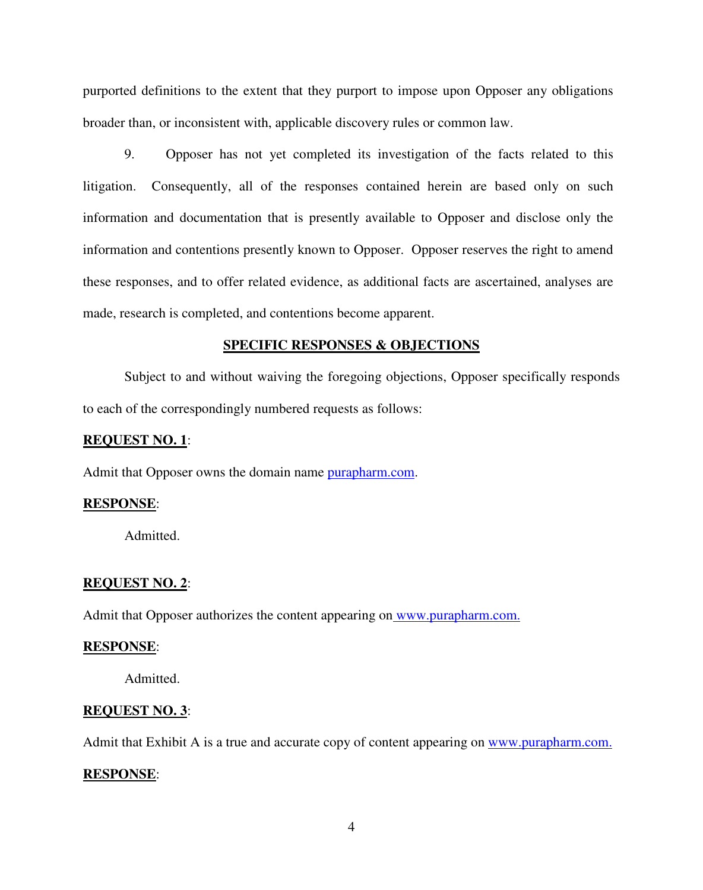purported definitions to the extent that they purport to impose upon Opposer any obligations broader than, or inconsistent with, applicable discovery rules or common law.

9. Opposer has not yet completed its investigation of the facts related to this litigation. Consequently, all of the responses contained herein are based only on such information and documentation that is presently available to Opposer and disclose only the information and contentions presently known to Opposer. Opposer reserves the right to amend these responses, and to offer related evidence, as additional facts are ascertained, analyses are made, research is completed, and contentions become apparent.

## SPECIFIC RESPONSES & OBJECTIONS

Subject to and without waiving the foregoing objections, Opposer specifically responds to each of the correspondingly numbered requests as follows:

**REQUEST NO. 1**:

Admit that Opposer owns the domain name purapharm.com.

**RESPONSE**:

Admitted.

**REQUEST NO. 2**:

Admit that Opposer authorizes the content appearing on www.purapharm.com.

**RESPONSE**:

Admitted.

**REQUEST NO. 3**:

Admit that Exhibit A is a true and accurate copy of content appearing on www.purapharm.com.

**RESPONSE**: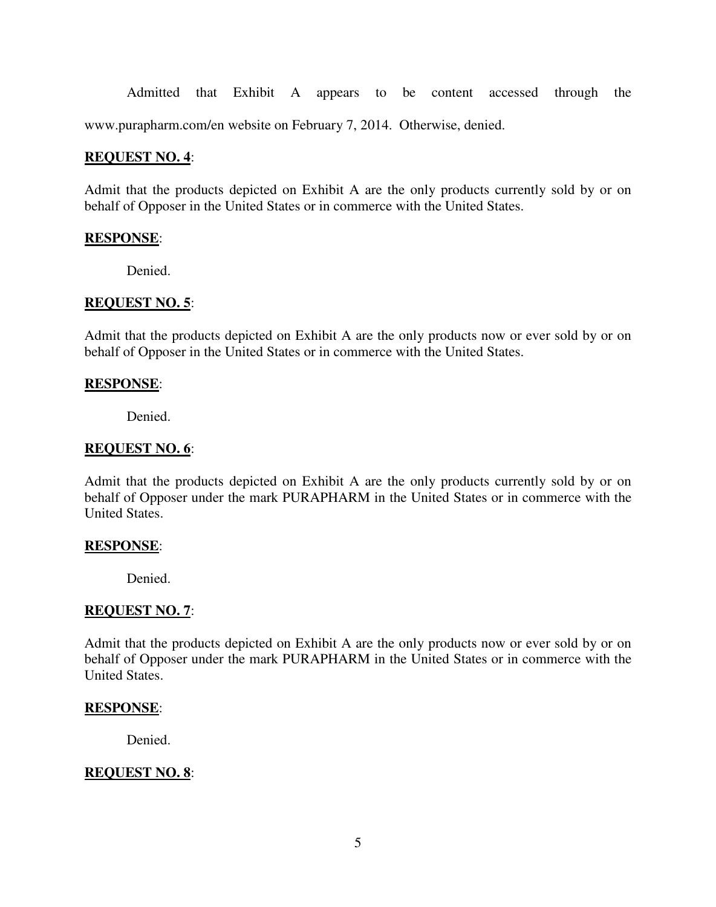Admitted that Exhibit A appears to be content accessed through the www.purapharm.com/en website on February 7, 2014. Otherwise, denied.

**REQUEST NO. 4**:

Admit that the products depicted on Exhibit A are the only products currently sold by or on behalf of Opposer in the United States or in commerce with the United States.

**RESPONSE**:

Denied.

**REQUEST NO. 5**:

Admit that the products depicted on Exhibit A are the only products now or ever sold by or on behalf of Opposer in the United States or in commerce with the United States.

**RESPONSE**:

Denied.

**REQUEST NO. 6**:

Admit that the products depicted on Exhibit A are the only products currently sold by or on behalf of Opposer under the mark PURAPHARM in the United States or in commerce with the United States.

**RESPONSE**:

Denied.

**REQUEST NO. 7**:

Admit that the products depicted on Exhibit A are the only products now or ever sold by or on behalf of Opposer under the mark PURAPHARM in the United States or in commerce with the United States.

**RESPONSE**:

Denied.

**REQUEST NO. 8**: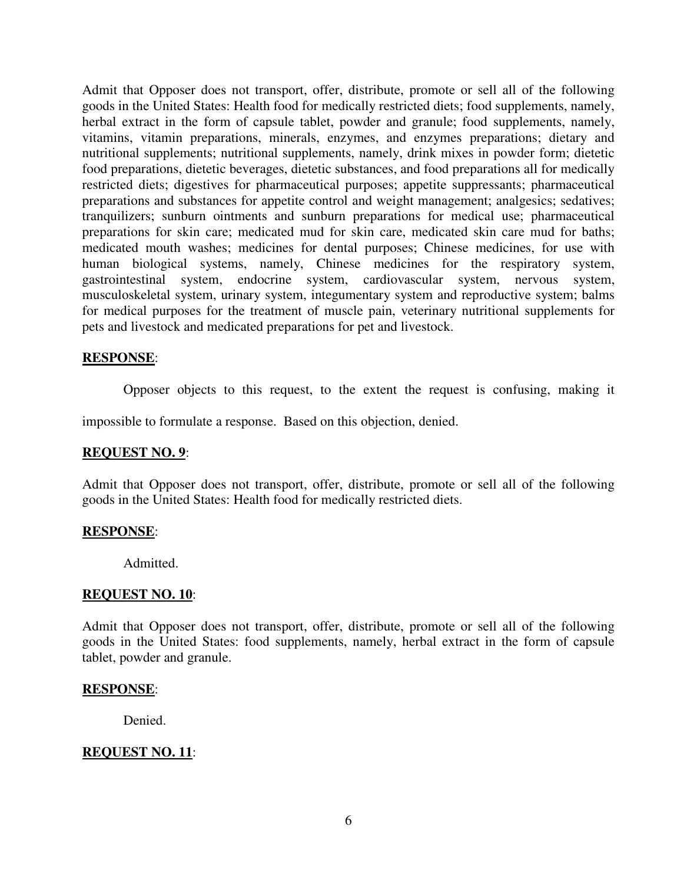Admit that Opposer does not transport, offer, distribute, promote or sell all of the following goods in the United States: Health food for medically restricted diets; food supplements, namely, herbal extract in the form of capsule tablet, powder and granule; food supplements, namely, vitamins, vitamin preparations, minerals, enzymes, and enzymes preparations; dietary and nutritional supplements; nutritional supplements, namely, drink mixes in powder form; dietetic food preparations, dietetic beverages, dietetic substances, and food preparations all for medically restricted diets; digestives for pharmaceutical purposes; appetite suppressants; pharmaceutical preparations and substances for appetite control and weight management; analgesics; sedatives; tranquilizers; sunburn ointments and sunburn preparations for medical use; pharmaceutical preparations for skin care; medicated mud for skin care, medicated skin care mud for baths; medicated mouth washes; medicines for dental purposes; Chinese medicines, for use with human biological systems, namely, Chinese medicines for the respiratory system, gastrointestinal system, endocrine system, cardiovascular system, nervous system, musculoskeletal system, urinary system, integumentary system and reproductive system; balms for medical purposes for the treatment of muscle pain, veterinary nutritional supplements for pets and livestock and medicated preparations for pet and livestock.

**RESPONSE**:

Opposer objects to this request, to the extent the request is confusing, making it impossible to formulate a response. Based on this objection, denied.

**REQUEST NO. 9**:

Admit that Opposer does not transport, offer, distribute, promote or sell all of the following goods in the United States: Health food for medically restricted diets.

**RESPONSE**:

Admitted.

**REQUEST NO. 10**:

Admit that Opposer does not transport, offer, distribute, promote or sell all of the following goods in the United States: food supplements, namely, herbal extract in the form of capsule tablet, powder and granule.

**RESPONSE**:

Denied.

**REQUEST NO. 11**: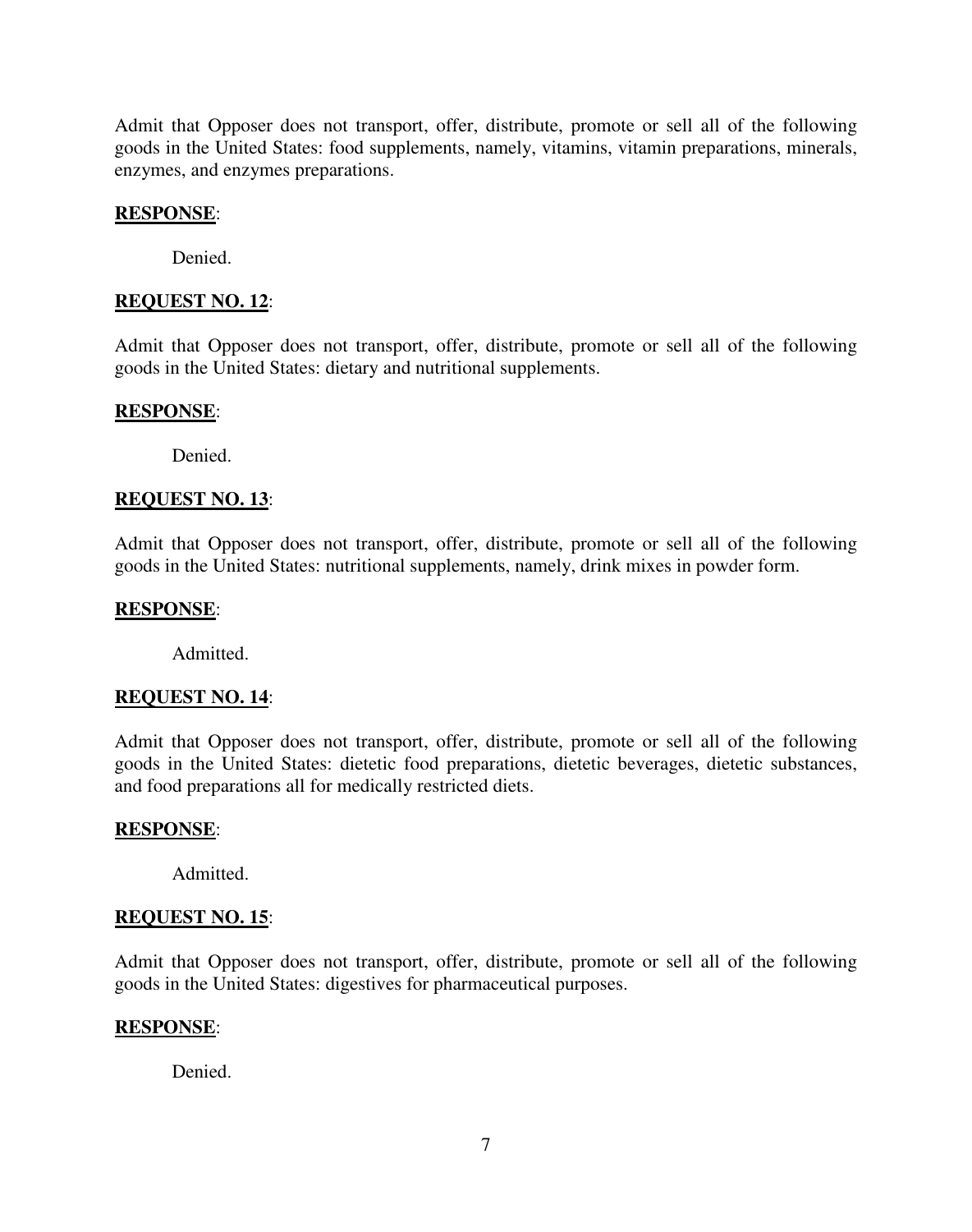Admit that Opposer does not transport, offer, distribute, promote or sell all of the following goods in the United States: food supplements, namely, vitamins, vitamin preparations, minerals, enzymes, and enzymes preparations.

**RESPONSE**:

Denied.

**REQUEST NO. 12**:

Admit that Opposer does not transport, offer, distribute, promote or sell all of the following goods in the United States: dietary and nutritional supplements.

**RESPONSE**:

Denied.

**REQUEST NO. 13**:

Admit that Opposer does not transport, offer, distribute, promote or sell all of the following goods in the United States: nutritional supplements, namely, drink mixes in powder form.

**RESPONSE**:

Admitted.

**REQUEST NO. 14**:

Admit that Opposer does not transport, offer, distribute, promote or sell all of the following goods in the United States: dietetic food preparations, dietetic beverages, dietetic substances, and food preparations all for medically restricted diets.

**RESPONSE**:

Admitted.

**REQUEST NO. 15**:

Admit that Opposer does not transport, offer, distribute, promote or sell all of the following goods in the United States: digestives for pharmaceutical purposes.

**RESPONSE**:

Denied.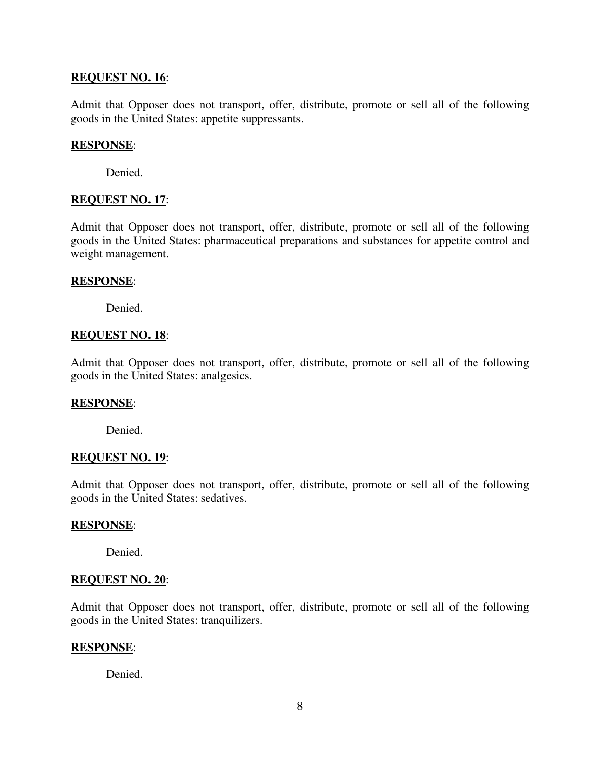**REQUEST NO. 16**:

Admit that Opposer does not transport, offer, distribute, promote or sell all of the following goods in the United States: appetite suppressants.

**RESPONSE**:

Denied.

**REQUEST NO. 17**:

Admit that Opposer does not transport, offer, distribute, promote or sell all of the following goods in the United States: pharmaceutical preparations and substances for appetite control and weight management.

**RESPONSE**:

Denied.

**REQUEST NO. 18**:

Admit that Opposer does not transport, offer, distribute, promote or sell all of the following goods in the United States: analgesics.

**RESPONSE**:

Denied.

**REQUEST NO. 19**:

Admit that Opposer does not transport, offer, distribute, promote or sell all of the following goods in the United States: sedatives.

**RESPONSE**:

Denied.

**REQUEST NO. 20**:

Admit that Opposer does not transport, offer, distribute, promote or sell all of the following goods in the United States: tranquilizers.

**RESPONSE**:

Denied.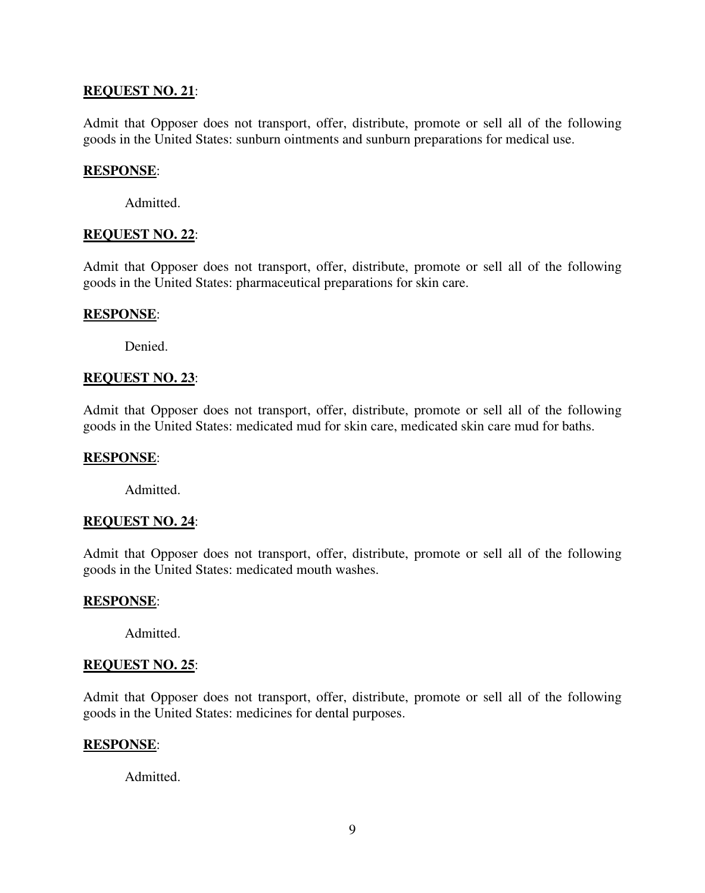**REQUEST NO. 21**:

Admit that Opposer does not transport, offer, distribute, promote or sell all of the following goods in the United States: sunburn ointments and sunburn preparations for medical use.

**RESPONSE**:

Admitted.

**REQUEST NO. 22**:

Admit that Opposer does not transport, offer, distribute, promote or sell all of the following goods in the United States: pharmaceutical preparations for skin care.

**RESPONSE**:

Denied.

**REQUEST NO. 23**:

Admit that Opposer does not transport, offer, distribute, promote or sell all of the following goods in the United States: medicated mud for skin care, medicated skin care mud for baths.

**RESPONSE**:

Admitted.

**REQUEST NO. 24**:

Admit that Opposer does not transport, offer, distribute, promote or sell all of the following goods in the United States: medicated mouth washes.

**RESPONSE**:

Admitted.

**REQUEST NO. 25**:

Admit that Opposer does not transport, offer, distribute, promote or sell all of the following goods in the United States: medicines for dental purposes.

**RESPONSE**:

Admitted.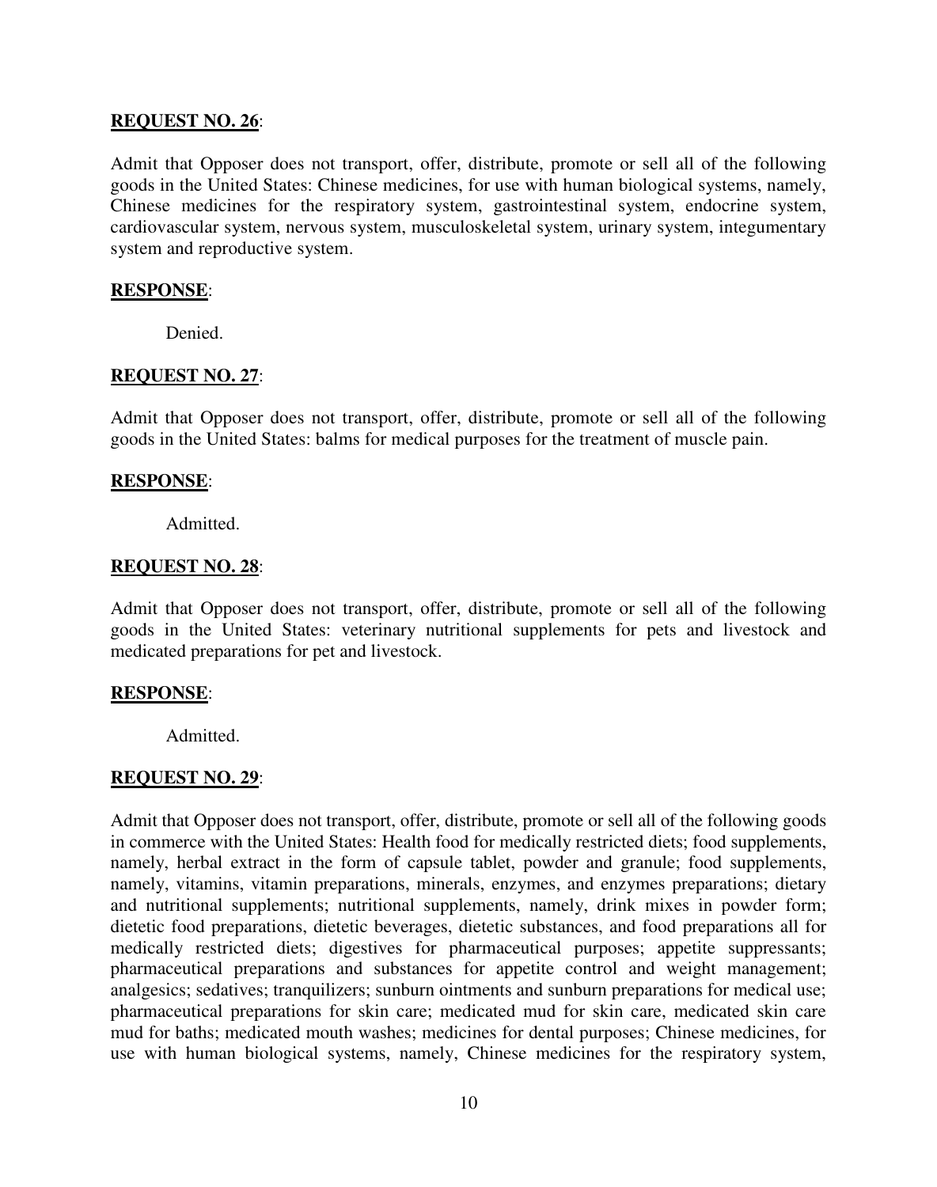**REQUEST NO. 26**:

Admit that Opposer does not transport, offer, distribute, promote or sell all of the following goods in the United States: Chinese medicines, for use with human biological systems, namely, Chinese medicines for the respiratory system, gastrointestinal system, endocrine system, cardiovascular system, nervous system, musculoskeletal system, urinary system, integumentary system and reproductive system.

**RESPONSE**:

Denied.

**REQUEST NO. 27**:

Admit that Opposer does not transport, offer, distribute, promote or sell all of the following goods in the United States: balms for medical purposes for the treatment of muscle pain.

**RESPONSE**:

Admitted.

**REQUEST NO. 28**:

Admit that Opposer does not transport, offer, distribute, promote or sell all of the following goods in the United States: veterinary nutritional supplements for pets and livestock and medicated preparations for pet and livestock.

**RESPONSE**:

Admitted.

**REQUEST NO. 29**:

Admit that Opposer does not transport, offer, distribute, promote or sell all of the following goods in commerce with the United States: Health food for medically restricted diets; food supplements, namely, herbal extract in the form of capsule tablet, powder and granule; food supplements, namely, vitamins, vitamin preparations, minerals, enzymes, and enzymes preparations; dietary and nutritional supplements; nutritional supplements, namely, drink mixes in powder form; dietetic food preparations, dietetic beverages, dietetic substances, and food preparations all for medically restricted diets; digestives for pharmaceutical purposes; appetite suppressants; pharmaceutical preparations and substances for appetite control and weight management; analgesics; sedatives; tranquilizers; sunburn ointments and sunburn preparations for medical use; pharmaceutical preparations for skin care; medicated mud for skin care, medicated skin care mud for baths; medicated mouth washes; medicines for dental purposes; Chinese medicines, for use with human biological systems, namely, Chinese medicines for the respiratory system,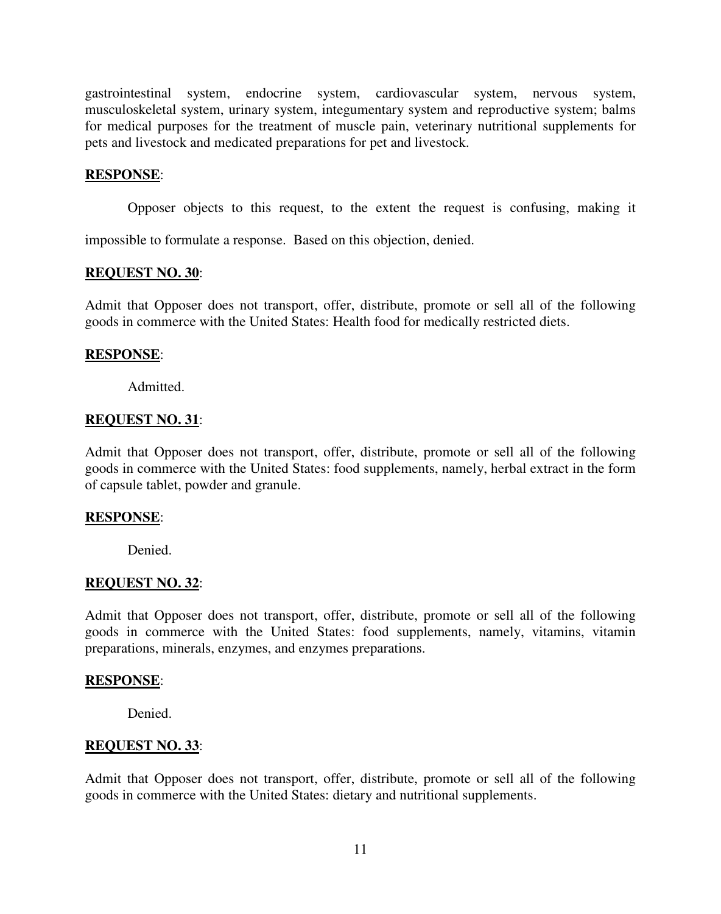gastrointestinal system, endocrine system, cardiovascular system, nervous system, musculoskeletal system, urinary system, integumentary system and reproductive system; balms for medical purposes for the treatment of muscle pain, veterinary nutritional supplements for pets and livestock and medicated preparations for pet and livestock.

**RESPONSE**:

Opposer objects to this request, to the extent the request is confusing, making it impossible to formulate a response. Based on this objection, denied.

**REQUEST NO. 30**:

Admit that Opposer does not transport, offer, distribute, promote or sell all of the following goods in commerce with the United States: Health food for medically restricted diets.

**RESPONSE**:

Admitted.

**REQUEST NO. 31**:

Admit that Opposer does not transport, offer, distribute, promote or sell all of the following goods in commerce with the United States: food supplements, namely, herbal extract in the form of capsule tablet, powder and granule.

**RESPONSE**:

Denied.

**REQUEST NO. 32**:

Admit that Opposer does not transport, offer, distribute, promote or sell all of the following goods in commerce with the United States: food supplements, namely, vitamins, vitamin preparations, minerals, enzymes, and enzymes preparations.

**RESPONSE**:

Denied.

**REQUEST NO. 33**:

Admit that Opposer does not transport, offer, distribute, promote or sell all of the following goods in commerce with the United States: dietary and nutritional supplements.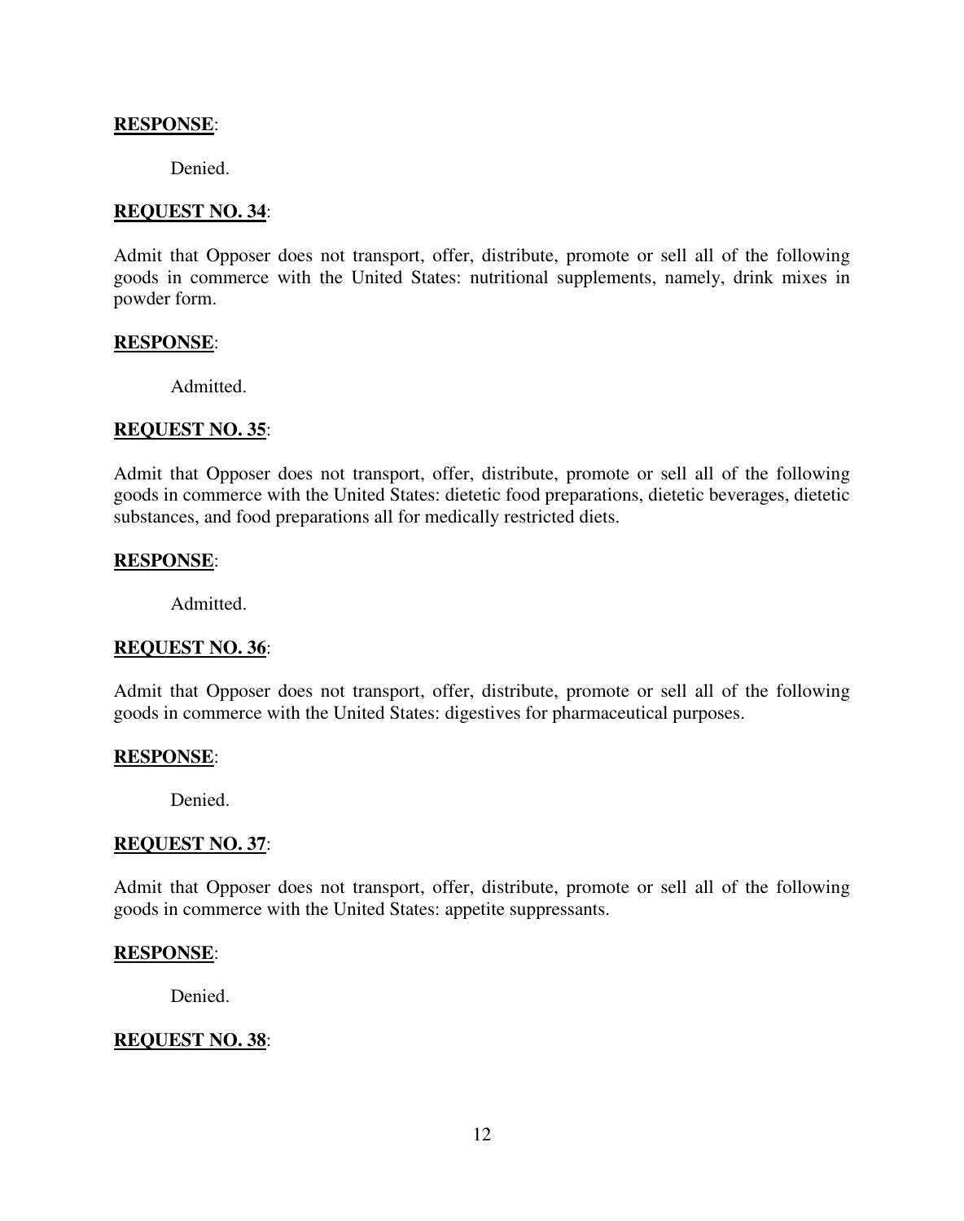**RESPONSE**:

Denied.

**REQUEST NO. 34**:

Admit that Opposer does not transport, offer, distribute, promote or sell all of the following goods in commerce with the United States: nutritional supplements, namely, drink mixes in powder form.

**RESPONSE**:

Admitted.

**REQUEST NO. 35**:

Admit that Opposer does not transport, offer, distribute, promote or sell all of the following goods in commerce with the United States: dietetic food preparations, dietetic beverages, dietetic substances, and food preparations all for medically restricted diets.

**RESPONSE**:

Admitted.

**REQUEST NO. 36**:

Admit that Opposer does not transport, offer, distribute, promote or sell all of the following goods in commerce with the United States: digestives for pharmaceutical purposes.

**RESPONSE**:

Denied.

**REQUEST NO. 37**:

Admit that Opposer does not transport, offer, distribute, promote or sell all of the following goods in commerce with the United States: appetite suppressants.

**RESPONSE**:

Denied.

**REQUEST NO. 38**: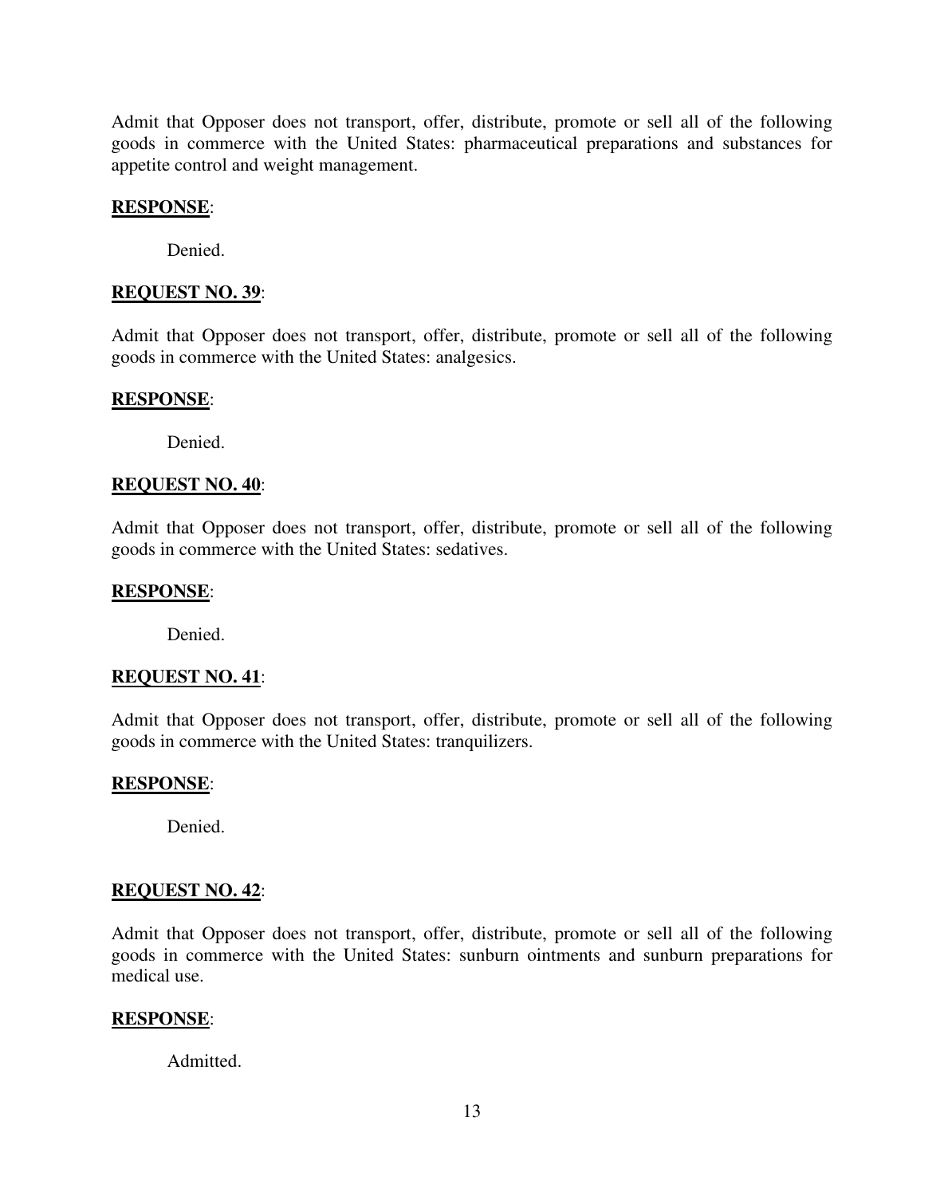Admit that Opposer does not transport, offer, distribute, promote or sell all of the following goods in commerce with the United States: pharmaceutical preparations and substances for appetite control and weight management.

**RESPONSE**:

Denied.

**REQUEST NO. 39**:

Admit that Opposer does not transport, offer, distribute, promote or sell all of the following goods in commerce with the United States: analgesics.

**RESPONSE**:

Denied.

**REQUEST NO. 40**:

Admit that Opposer does not transport, offer, distribute, promote or sell all of the following goods in commerce with the United States: sedatives.

**RESPONSE**:

Denied.

**REQUEST NO. 41**:

Admit that Opposer does not transport, offer, distribute, promote or sell all of the following goods in commerce with the United States: tranquilizers.

**RESPONSE**:

Denied.

**REQUEST NO. 42**:

Admit that Opposer does not transport, offer, distribute, promote or sell all of the following goods in commerce with the United States: sunburn ointments and sunburn preparations for medical use.

**RESPONSE**:

Admitted.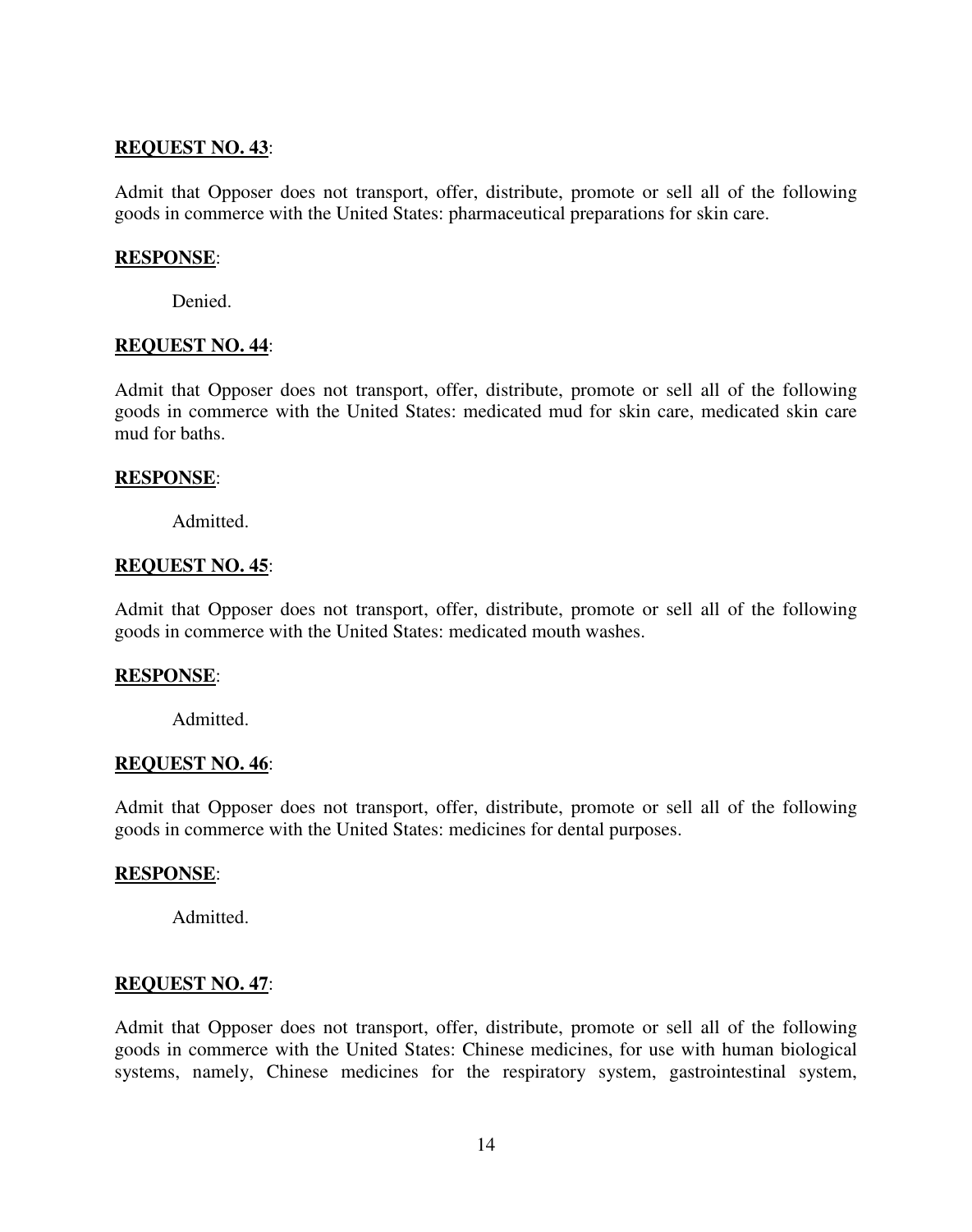**<u>REQUEST NO. 43</u>**:

Admit that Opposer does not transport, offer, distribute, promote or sell all of the following goods in commerce with the United States: pharmaceutical preparations for skin care.

**<u>RESPONSE</u>**:

Denied.

**<u>REQUEST NO. 44</u>**:

Admit that Opposer does not transport, offer, distribute, promote or sell all of the following goods in commerce with the United States: medicated mud for skin care, medicated skin care mud for baths.

**<u>RESPONSE</u>**:

Admitted.

**<u>REQUEST NO. 45</u>**:

Admit that Opposer does not transport, offer, distribute, promote or sell all of the following goods in commerce with the United States: medicated mouth washes.

**<u>RESPONSE</u>**:

Admitted.

**<u>REQUEST NO. 46</u>**:

Admit that Opposer does not transport, offer, distribute, promote or sell all of the following goods in commerce with the United States: medicines for dental purposes.

**<u>RESPONSE</u>**:

Admitted.

**<u>REQUEST NO. 47</u>**:

Admit that Opposer does not transport, offer, distribute, promote or sell all of the following goods in commerce with the United States: Chinese medicines, for use with human biological systems, namely, Chinese medicines for the respiratory system, gastrointestinal system,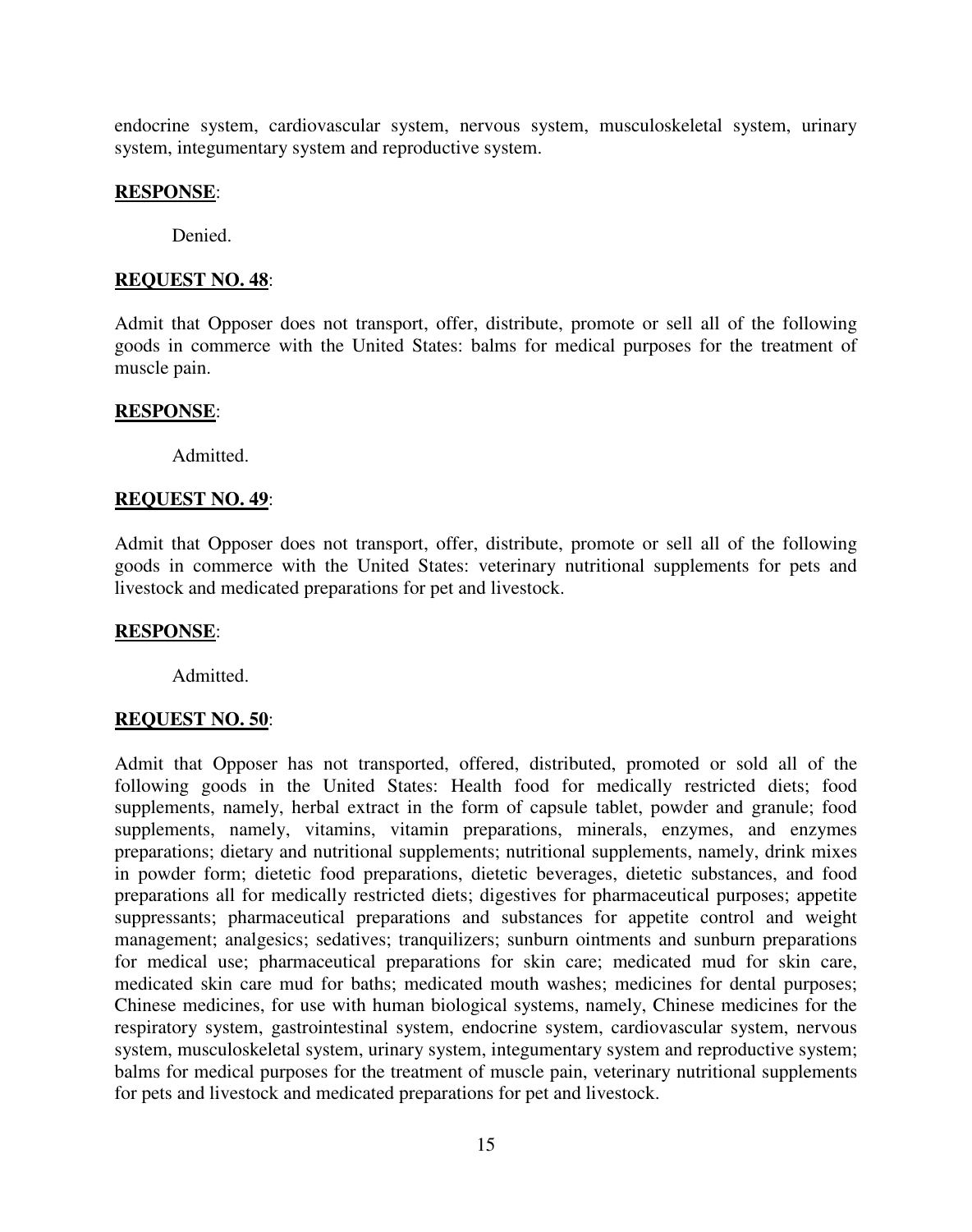endocrine system, cardiovascular system, nervous system, musculoskeletal system, urinary system, integumentary system and reproductive system.

**RESPONSE**:

Denied.

**REQUEST NO. 48**:

Admit that Opposer does not transport, offer, distribute, promote or sell all of the following goods in commerce with the United States: balms for medical purposes for the treatment of muscle pain.

**RESPONSE**:

Admitted.

**REQUEST NO. 49**:

Admit that Opposer does not transport, offer, distribute, promote or sell all of the following goods in commerce with the United States: veterinary nutritional supplements for pets and livestock and medicated preparations for pet and livestock.

**RESPONSE**:

Admitted.

**REQUEST NO. 50**:

Admit that Opposer has not transported, offered, distributed, promoted or sold all of the following goods in the United States: Health food for medically restricted diets; food supplements, namely, herbal extract in the form of capsule tablet, powder and granule; food supplements, namely, vitamins, vitamin preparations, minerals, enzymes, and enzymes preparations; dietary and nutritional supplements; nutritional supplements, namely, drink mixes in powder form; dietetic food preparations, dietetic beverages, dietetic substances, and food preparations all for medically restricted diets; digestives for pharmaceutical purposes; appetite suppressants; pharmaceutical preparations and substances for appetite control and weight management; analgesics; sedatives; tranquilizers; sunburn ointments and sunburn preparations for medical use; pharmaceutical preparations for skin care; medicated mud for skin care, medicated skin care mud for baths; medicated mouth washes; medicines for dental purposes; Chinese medicines, for use with human biological systems, namely, Chinese medicines for the respiratory system, gastrointestinal system, endocrine system, cardiovascular system, nervous system, musculoskeletal system, urinary system, integumentary system and reproductive system; balms for medical purposes for the treatment of muscle pain, veterinary nutritional supplements for pets and livestock and medicated preparations for pet and livestock.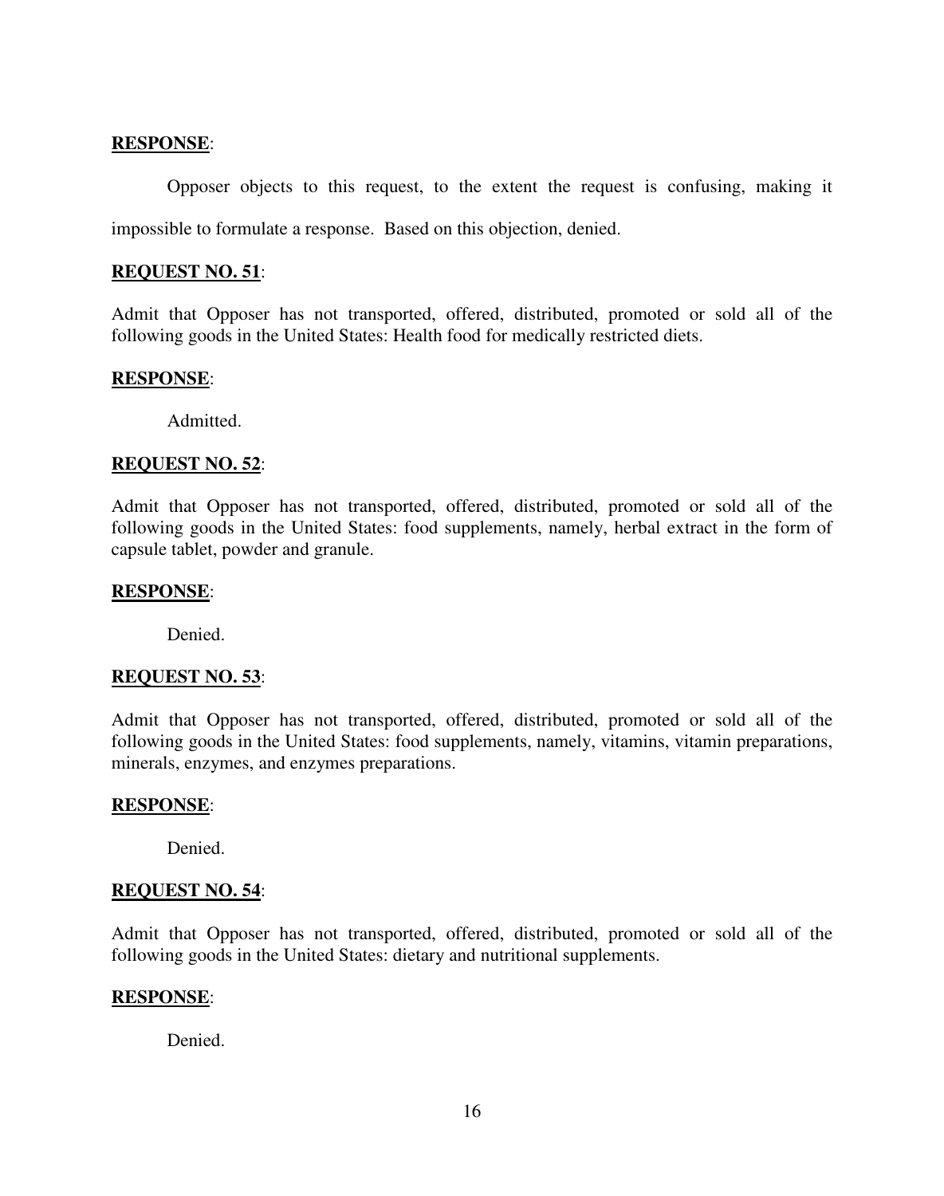**RESPONSE**:

Opposer objects to this request, to the extent the request is confusing, making it impossible to formulate a response. Based on this objection, denied.

**REQUEST NO. 51**:

Admit that Opposer has not transported, offered, distributed, promoted or sold all of the following goods in the United States: Health food for medically restricted diets.

**RESPONSE**:

Admitted.

**REQUEST NO. 52**:

Admit that Opposer has not transported, offered, distributed, promoted or sold all of the following goods in the United States: food supplements, namely, herbal extract in the form of capsule tablet, powder and granule.

**RESPONSE**:

Denied.

**REQUEST NO. 53**:

Admit that Opposer has not transported, offered, distributed, promoted or sold all of the following goods in the United States: food supplements, namely, vitamins, vitamin preparations, minerals, enzymes, and enzymes preparations.

**RESPONSE**:

Denied.

**REQUEST NO. 54**:

Admit that Opposer has not transported, offered, distributed, promoted or sold all of the following goods in the United States: dietary and nutritional supplements.

**RESPONSE**:

Denied.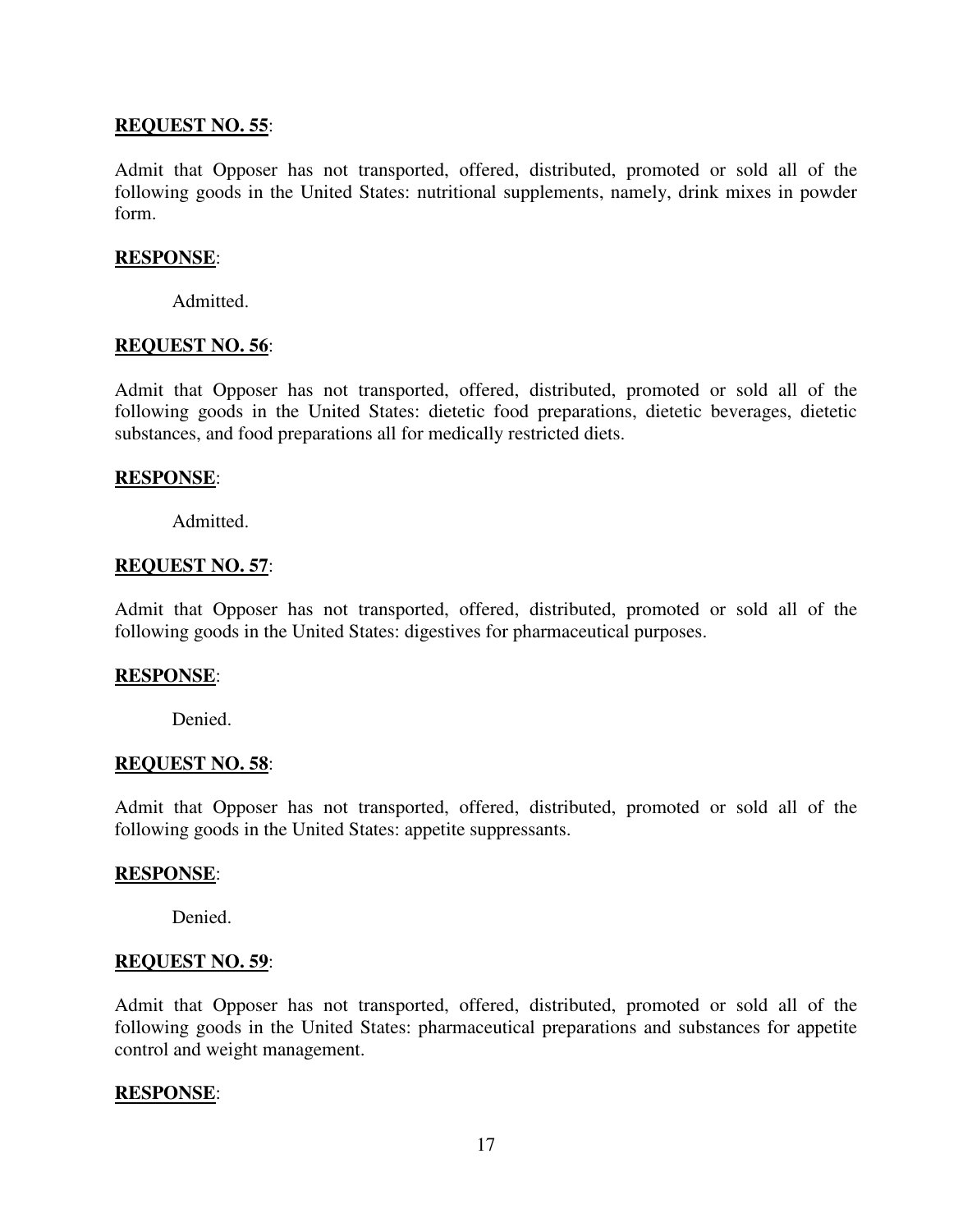<u>**REQUEST NO. 55**</u>:

Admit that Opposer has not transported, offered, distributed, promoted or sold all of the following goods in the United States: nutritional supplements, namely, drink mixes in powder form.

<u>**RESPONSE**</u>:

Admitted.

<u>**REQUEST NO. 56**</u>:

Admit that Opposer has not transported, offered, distributed, promoted or sold all of the following goods in the United States: dietetic food preparations, dietetic beverages, dietetic substances, and food preparations all for medically restricted diets.

<u>**RESPONSE**</u>:

Admitted.

<u>**REQUEST NO. 57**</u>:

Admit that Opposer has not transported, offered, distributed, promoted or sold all of the following goods in the United States: digestives for pharmaceutical purposes.

<u>**RESPONSE**</u>:

Denied.

<u>**REQUEST NO. 58**</u>:

Admit that Opposer has not transported, offered, distributed, promoted or sold all of the following goods in the United States: appetite suppressants.

<u>**RESPONSE**</u>:

Denied.

<u>**REQUEST NO. 59**</u>:

Admit that Opposer has not transported, offered, distributed, promoted or sold all of the following goods in the United States: pharmaceutical preparations and substances for appetite control and weight management.

<u>**RESPONSE**</u>: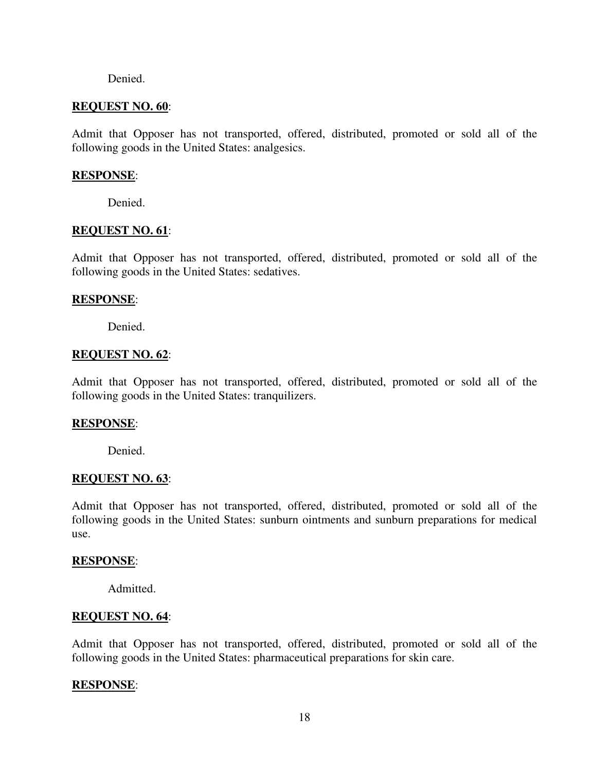Denied.

**REQUEST NO. 60**:

Admit that Opposer has not transported, offered, distributed, promoted or sold all of the following goods in the United States: analgesics.

**RESPONSE**:

Denied.

**REQUEST NO. 61**:

Admit that Opposer has not transported, offered, distributed, promoted or sold all of the following goods in the United States: sedatives.

**RESPONSE**:

Denied.

**REQUEST NO. 62**:

Admit that Opposer has not transported, offered, distributed, promoted or sold all of the following goods in the United States: tranquilizers.

**RESPONSE**:

Denied.

**REQUEST NO. 63**:

Admit that Opposer has not transported, offered, distributed, promoted or sold all of the following goods in the United States: sunburn ointments and sunburn preparations for medical use.

**RESPONSE**:

Admitted.

**REQUEST NO. 64**:

Admit that Opposer has not transported, offered, distributed, promoted or sold all of the following goods in the United States: pharmaceutical preparations for skin care.

**RESPONSE**: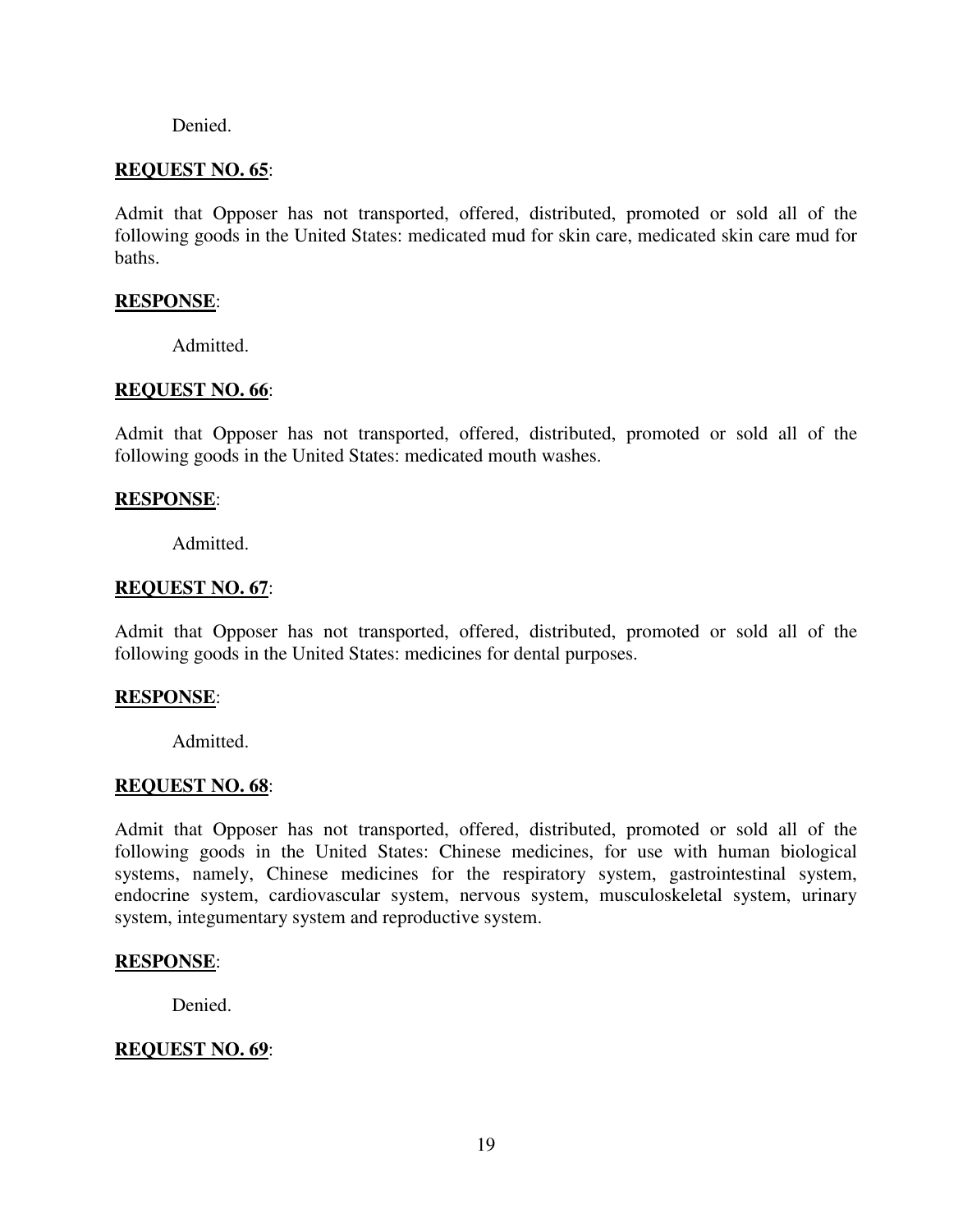Denied.

**REQUEST NO. 65**:

Admit that Opposer has not transported, offered, distributed, promoted or sold all of the following goods in the United States: medicated mud for skin care, medicated skin care mud for baths.

**RESPONSE**:

Admitted.

**REQUEST NO. 66**:

Admit that Opposer has not transported, offered, distributed, promoted or sold all of the following goods in the United States: medicated mouth washes.

**RESPONSE**:

Admitted.

**REQUEST NO. 67**:

Admit that Opposer has not transported, offered, distributed, promoted or sold all of the following goods in the United States: medicines for dental purposes.

**RESPONSE**:

Admitted.

**REQUEST NO. 68**:

Admit that Opposer has not transported, offered, distributed, promoted or sold all of the following goods in the United States: Chinese medicines, for use with human biological systems, namely, Chinese medicines for the respiratory system, gastrointestinal system, endocrine system, cardiovascular system, nervous system, musculoskeletal system, urinary system, integumentary system and reproductive system.

**RESPONSE**:

Denied.

**REQUEST NO. 69**: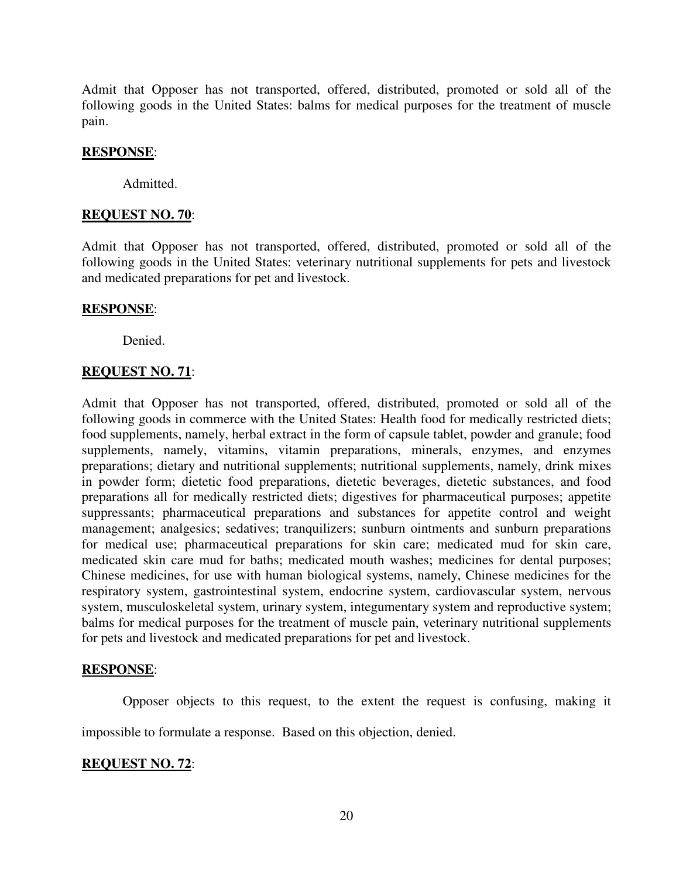Admit that Opposer has not transported, offered, distributed, promoted or sold all of the following goods in the United States: balms for medical purposes for the treatment of muscle pain.

**RESPONSE**:

Admitted.

**REQUEST NO. 70**:

Admit that Opposer has not transported, offered, distributed, promoted or sold all of the following goods in the United States: veterinary nutritional supplements for pets and livestock and medicated preparations for pet and livestock.

**RESPONSE**:

Denied.

**REQUEST NO. 71**:

Admit that Opposer has not transported, offered, distributed, promoted or sold all of the following goods in commerce with the United States: Health food for medically restricted diets; food supplements, namely, herbal extract in the form of capsule tablet, powder and granule; food supplements, namely, vitamins, vitamin preparations, minerals, enzymes, and enzymes preparations; dietary and nutritional supplements; nutritional supplements, namely, drink mixes in powder form; dietetic food preparations, dietetic beverages, dietetic substances, and food preparations all for medically restricted diets; digestives for pharmaceutical purposes; appetite suppressants; pharmaceutical preparations and substances for appetite control and weight management; analgesics; sedatives; tranquilizers; sunburn ointments and sunburn preparations for medical use; pharmaceutical preparations for skin care; medicated mud for skin care, medicated skin care mud for baths; medicated mouth washes; medicines for dental purposes; Chinese medicines, for use with human biological systems, namely, Chinese medicines for the respiratory system, gastrointestinal system, endocrine system, cardiovascular system, nervous system, musculoskeletal system, urinary system, integumentary system and reproductive system; balms for medical purposes for the treatment of muscle pain, veterinary nutritional supplements for pets and livestock and medicated preparations for pet and livestock.

**RESPONSE**:

Opposer objects to this request, to the extent the request is confusing, making it impossible to formulate a response. Based on this objection, denied.

**REQUEST NO. 72**: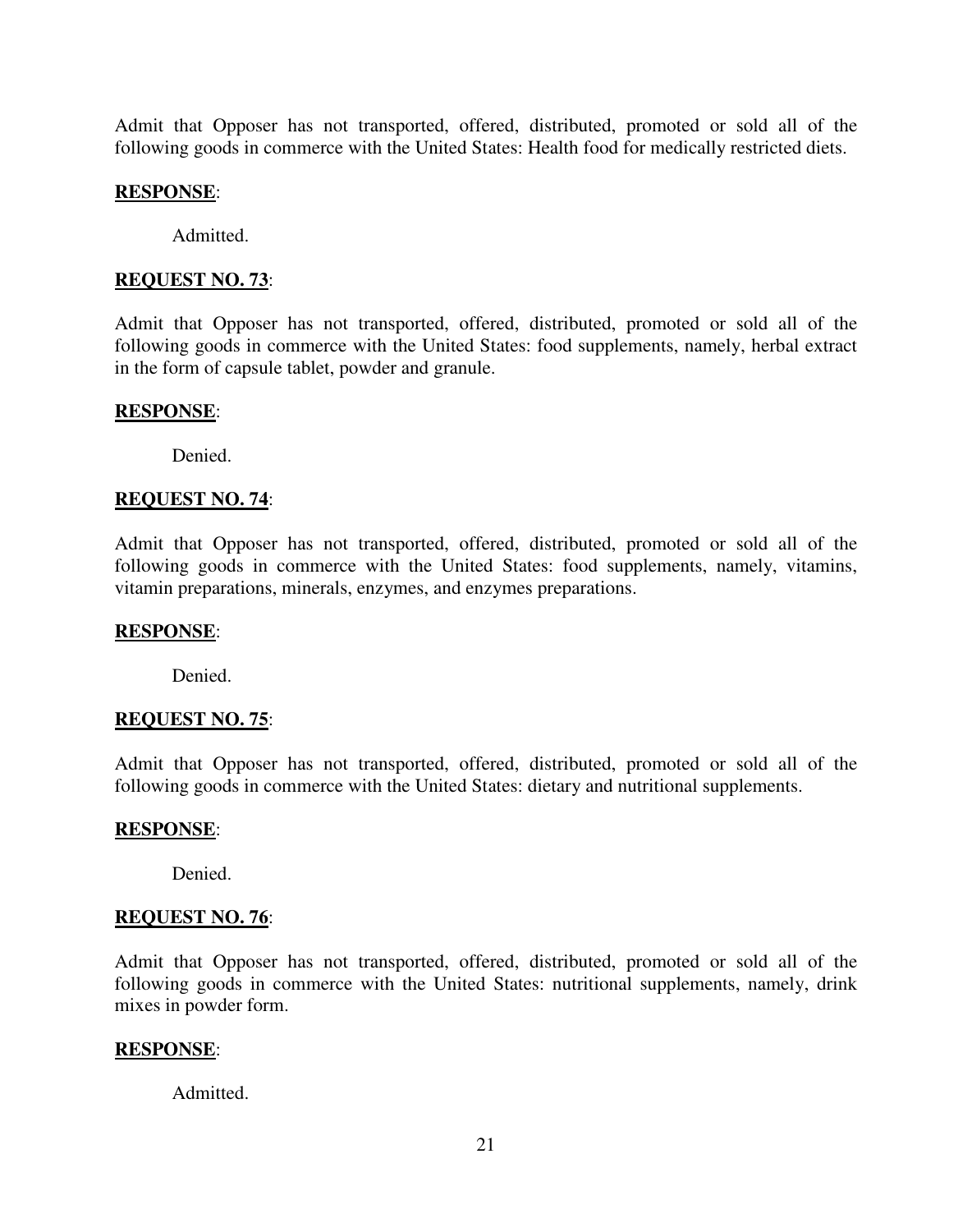Admit that Opposer has not transported, offered, distributed, promoted or sold all of the following goods in commerce with the United States: Health food for medically restricted diets.

**RESPONSE**:

Admitted.

**REQUEST NO. 73**:

Admit that Opposer has not transported, offered, distributed, promoted or sold all of the following goods in commerce with the United States: food supplements, namely, herbal extract in the form of capsule tablet, powder and granule.

**RESPONSE**:

Denied.

**REQUEST NO. 74**:

Admit that Opposer has not transported, offered, distributed, promoted or sold all of the following goods in commerce with the United States: food supplements, namely, vitamins, vitamin preparations, minerals, enzymes, and enzymes preparations.

**RESPONSE**:

Denied.

**REQUEST NO. 75**:

Admit that Opposer has not transported, offered, distributed, promoted or sold all of the following goods in commerce with the United States: dietary and nutritional supplements.

**RESPONSE**:

Denied.

**REQUEST NO. 76**:

Admit that Opposer has not transported, offered, distributed, promoted or sold all of the following goods in commerce with the United States: nutritional supplements, namely, drink mixes in powder form.

**RESPONSE**:

Admitted.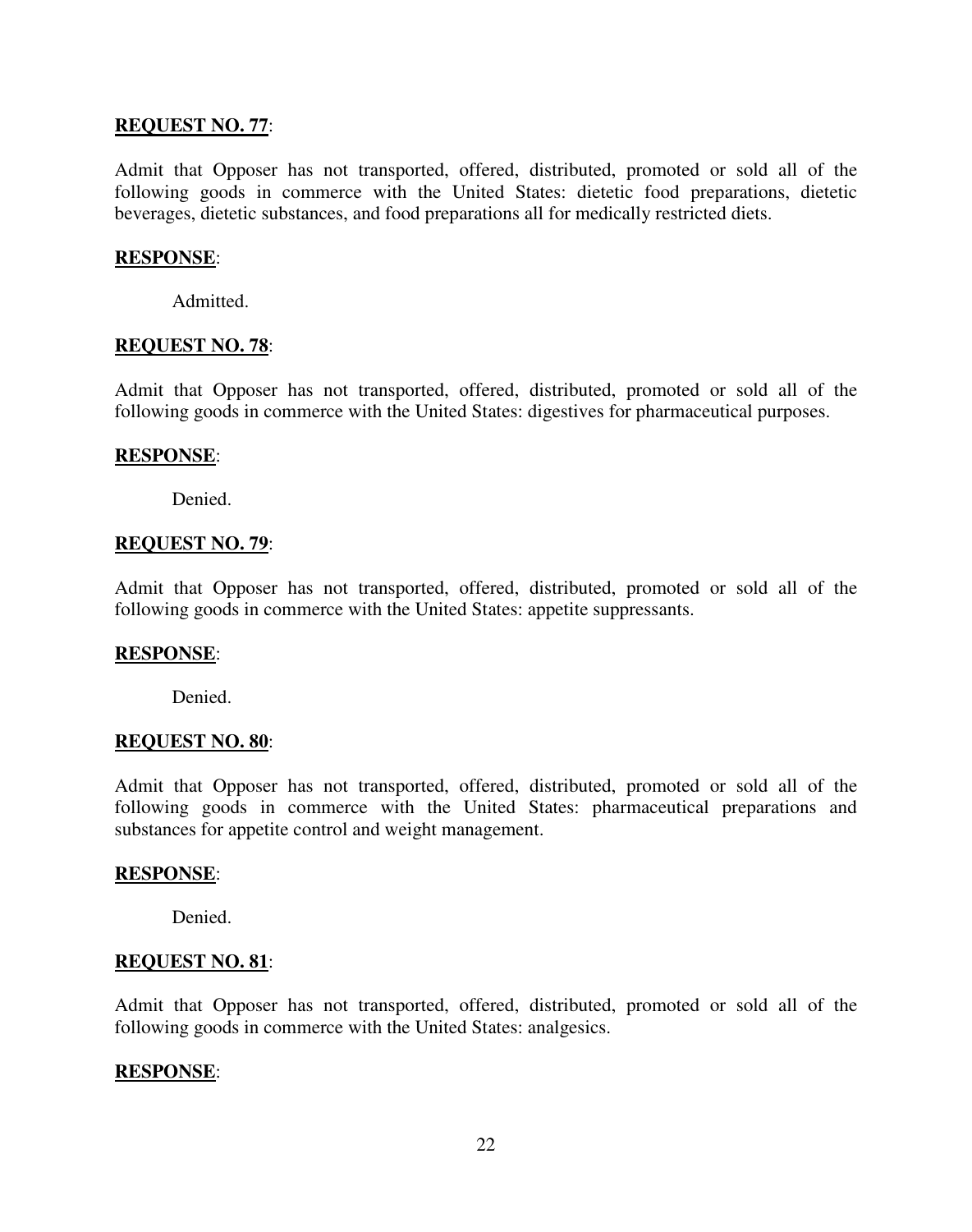**REQUEST NO. 77**:

Admit that Opposer has not transported, offered, distributed, promoted or sold all of the following goods in commerce with the United States: dietetic food preparations, dietetic beverages, dietetic substances, and food preparations all for medically restricted diets.

**RESPONSE**:

Admitted.

**REQUEST NO. 78**:

Admit that Opposer has not transported, offered, distributed, promoted or sold all of the following goods in commerce with the United States: digestives for pharmaceutical purposes.

**RESPONSE**:

Denied.

**REQUEST NO. 79**:

Admit that Opposer has not transported, offered, distributed, promoted or sold all of the following goods in commerce with the United States: appetite suppressants.

**RESPONSE**:

Denied.

**REQUEST NO. 80**:

Admit that Opposer has not transported, offered, distributed, promoted or sold all of the following goods in commerce with the United States: pharmaceutical preparations and substances for appetite control and weight management.

**RESPONSE**:

Denied.

**REQUEST NO. 81**:

Admit that Opposer has not transported, offered, distributed, promoted or sold all of the following goods in commerce with the United States: analgesics.

**RESPONSE**: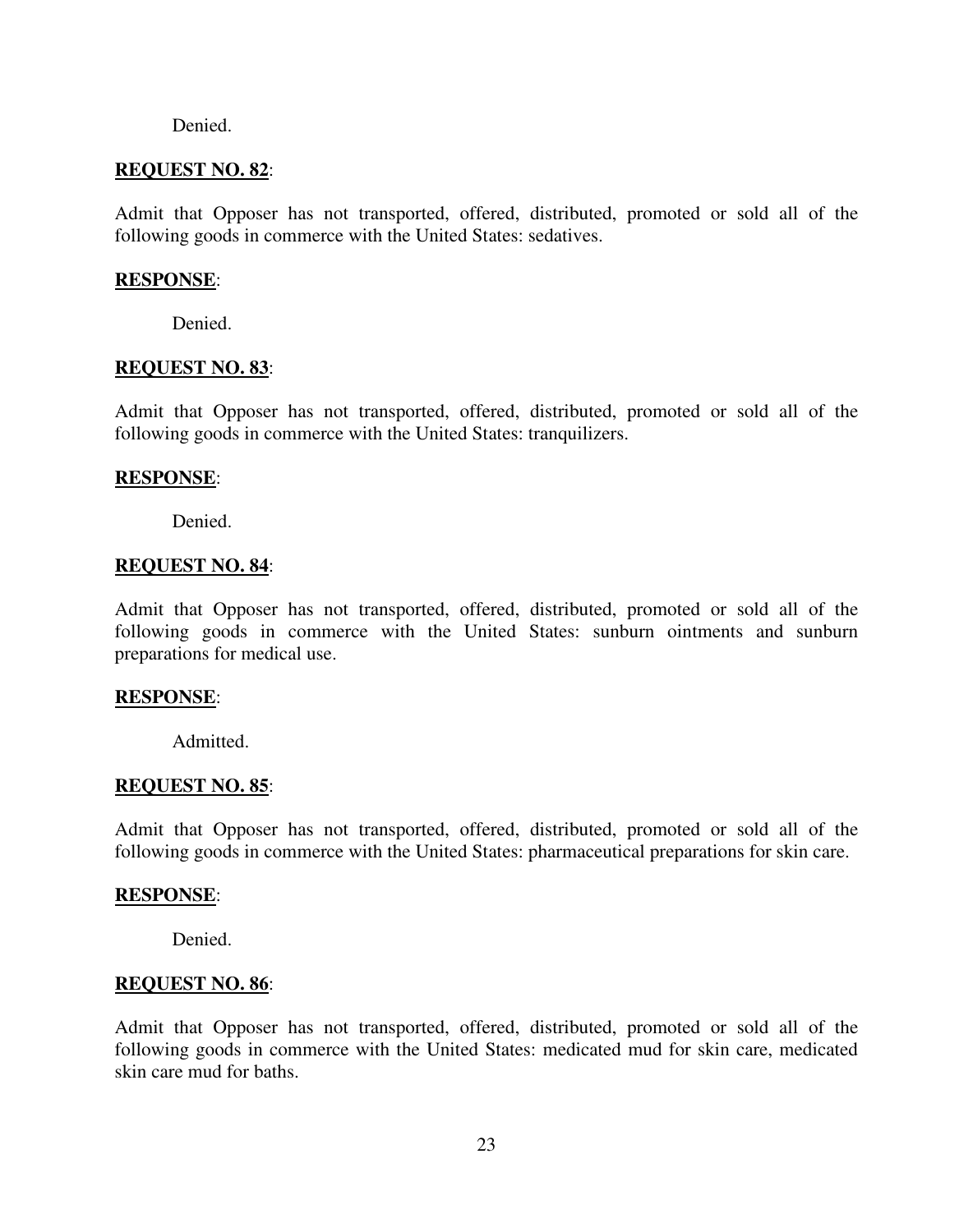Denied.

**REQUEST NO. 82**:

Admit that Opposer has not transported, offered, distributed, promoted or sold all of the following goods in commerce with the United States: sedatives.

**RESPONSE**:

Denied.

**REQUEST NO. 83**:

Admit that Opposer has not transported, offered, distributed, promoted or sold all of the following goods in commerce with the United States: tranquilizers.

**RESPONSE**:

Denied.

**REQUEST NO. 84**:

Admit that Opposer has not transported, offered, distributed, promoted or sold all of the following goods in commerce with the United States: sunburn ointments and sunburn preparations for medical use.

**RESPONSE**:

Admitted.

**REQUEST NO. 85**:

Admit that Opposer has not transported, offered, distributed, promoted or sold all of the following goods in commerce with the United States: pharmaceutical preparations for skin care.

**RESPONSE**:

Denied.

**REQUEST NO. 86**:

Admit that Opposer has not transported, offered, distributed, promoted or sold all of the following goods in commerce with the United States: medicated mud for skin care, medicated skin care mud for baths.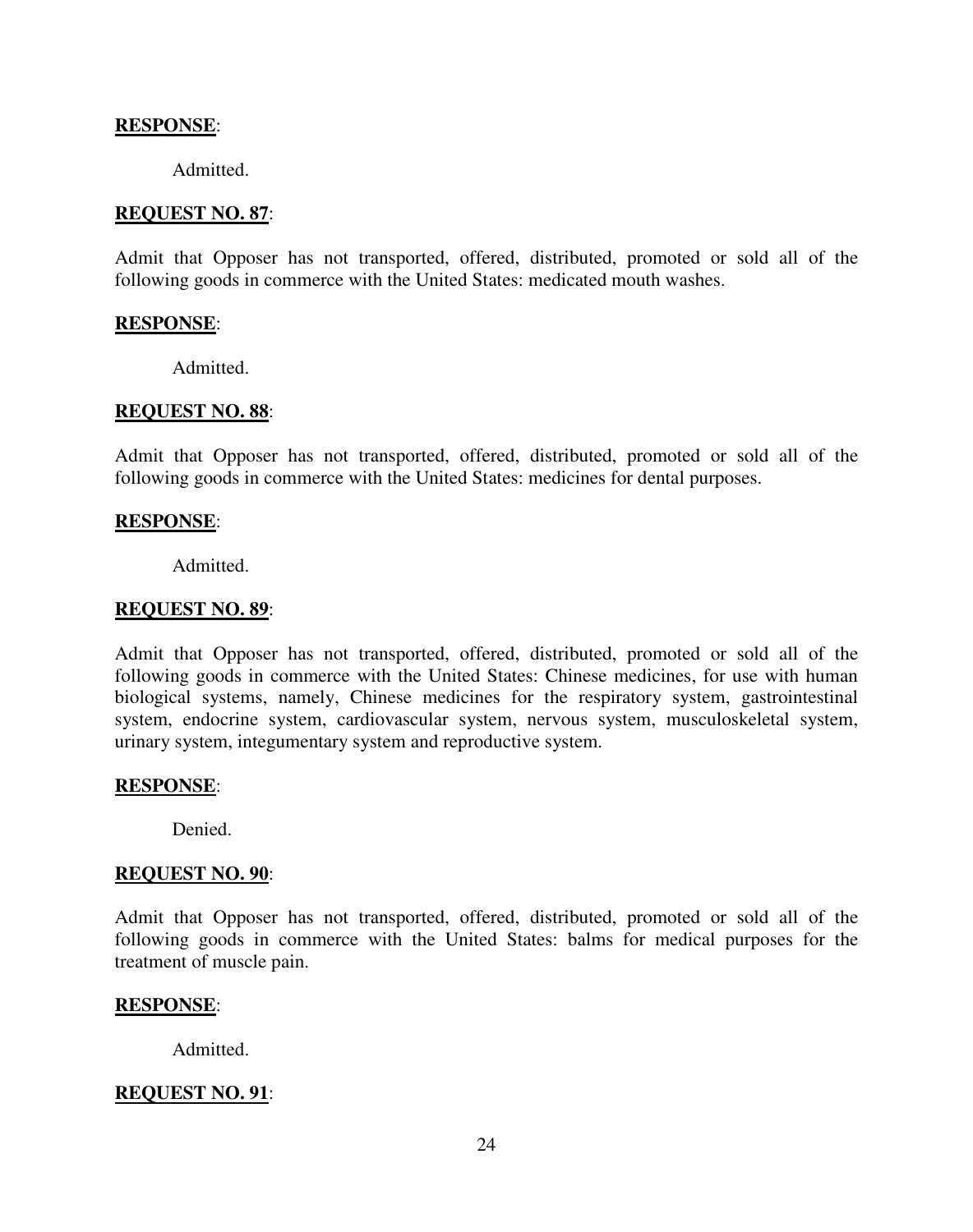**RESPONSE**:

Admitted.

**REQUEST NO. 87**:

Admit that Opposer has not transported, offered, distributed, promoted or sold all of the following goods in commerce with the United States: medicated mouth washes.

**RESPONSE**:

Admitted.

**REQUEST NO. 88**:

Admit that Opposer has not transported, offered, distributed, promoted or sold all of the following goods in commerce with the United States: medicines for dental purposes.

**RESPONSE**:

Admitted.

**REQUEST NO. 89**:

Admit that Opposer has not transported, offered, distributed, promoted or sold all of the following goods in commerce with the United States: Chinese medicines, for use with human biological systems, namely, Chinese medicines for the respiratory system, gastrointestinal system, endocrine system, cardiovascular system, nervous system, musculoskeletal system, urinary system, integumentary system and reproductive system.

**RESPONSE**:

Denied.

**REQUEST NO. 90**:

Admit that Opposer has not transported, offered, distributed, promoted or sold all of the following goods in commerce with the United States: balms for medical purposes for the treatment of muscle pain.

**RESPONSE**:

Admitted.

**REQUEST NO. 91**: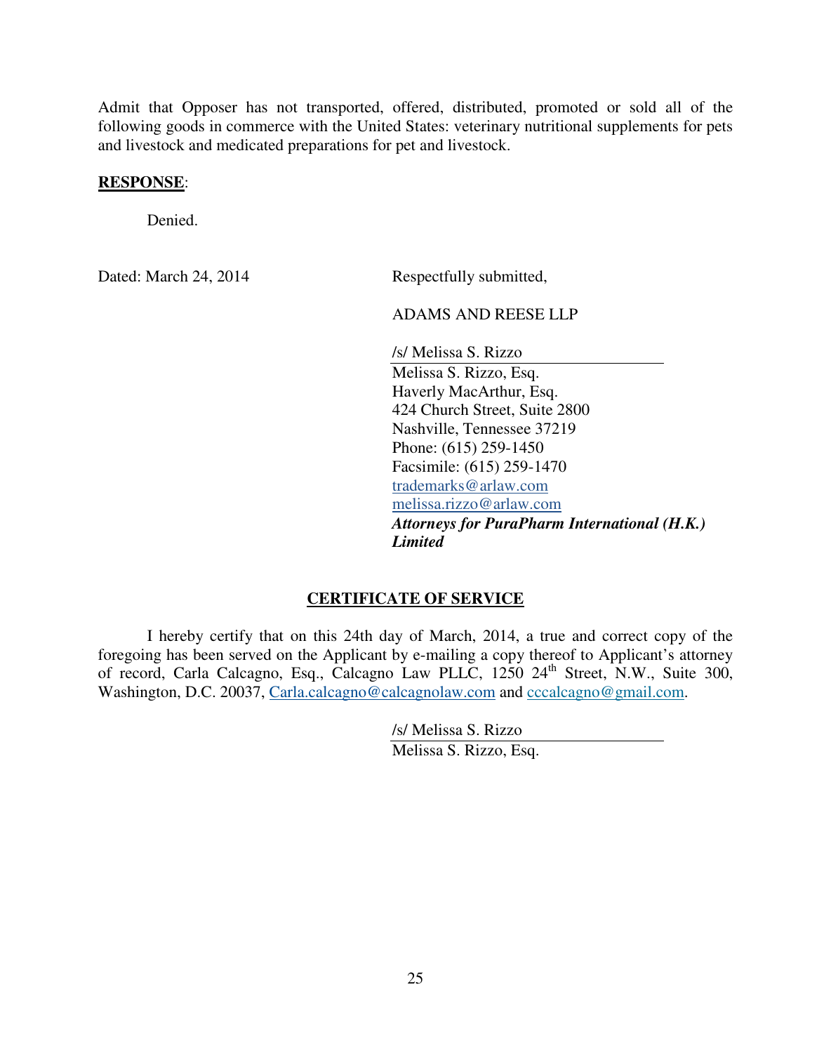Admit that Opposer has not transported, offered, distributed, promoted or sold all of the following goods in commerce with the United States: veterinary nutritional supplements for pets and livestock and medicated preparations for pet and livestock.

**RESPONSE**:

Denied.

Dated: March 24, 2014

Respectfully submitted,

ADAMS AND REESE LLP

/s/ Melissa S. Rizzo

Melissa S. Rizzo, Esq.
Haverly MacArthur, Esq.
424 Church Street, Suite 2800
Nashville, Tennessee 37219
Phone: (615) 259-1450
Facsimile: (615) 259-1470
trademarks@arlaw.com
melissa.rizzo@arlaw.com
***Attorneys for PuraPharm International (H.K.) Limited***

**CERTIFICATE OF SERVICE**

I hereby certify that on this 24th day of March, 2014, a true and correct copy of the foregoing has been served on the Applicant by e-mailing a copy thereof to Applicant's attorney of record, Carla Calcagno, Esq., Calcagno Law PLLC, 1250 24th Street, N.W., Suite 300, Washington, D.C. 20037, Carla.calcagno@calcagnolaw.com and cccalcagno@gmail.com.

/s/ Melissa S. Rizzo

Melissa S. Rizzo, Esq.